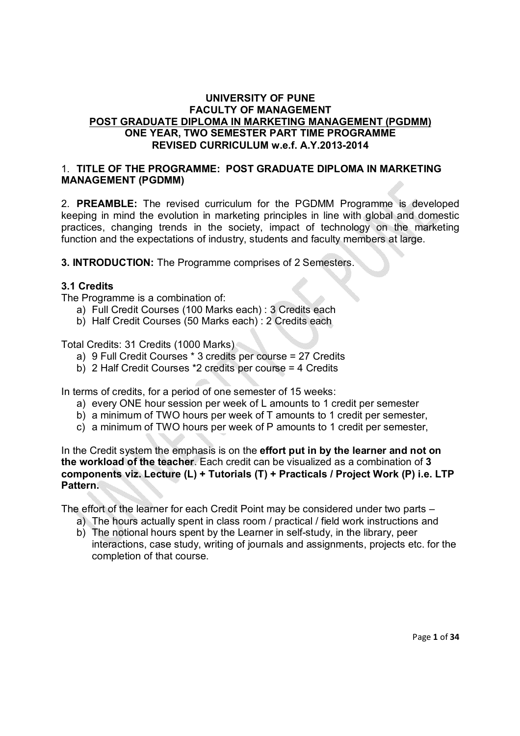# UNIVERSITY OF PUNE
# FACULTY OF MANAGEMENT
# POST GRADUATE DIPLOMA IN MARKETING MANAGEMENT (PGDMM)
# ONE YEAR, TWO SEMESTER PART TIME PROGRAMME
# REVISED CURRICULUM w.e.f. A.Y.2013-2014

## 1. TITLE OF THE PROGRAMME: POST GRADUATE DIPLOMA IN MARKETING MANAGEMENT (PGDMM)

2. **PREAMBLE:** The revised curriculum for the PGDMM Programme is developed keeping in mind the evolution in marketing principles in line with global and domestic practices, changing trends in the society, impact of technology on the marketing function and the expectations of industry, students and faculty members at large.

**3. INTRODUCTION:** The Programme comprises of 2 Semesters.

### 3.1 Credits

The Programme is a combination of:

a) Full Credit Courses (100 Marks each) : 3 Credits each
b) Half Credit Courses (50 Marks each) : 2 Credits each

Total Credits: 31 Credits (1000 Marks)

a) 9 Full Credit Courses * 3 credits per course = 27 Credits
b) 2 Half Credit Courses *2 credits per course = 4 Credits

In terms of credits, for a period of one semester of 15 weeks:

a) every ONE hour session per week of L amounts to 1 credit per semester
b) a minimum of TWO hours per week of T amounts to 1 credit per semester,
c) a minimum of TWO hours per week of P amounts to 1 credit per semester,

In the Credit system the emphasis is on the **effort put in by the learner and not on the workload of the teacher**. Each credit can be visualized as a combination of **3 components viz. Lecture (L) + Tutorials (T) + Practicals / Project Work (P) i.e. LTP Pattern.**

The effort of the learner for each Credit Point may be considered under two parts –

a) The hours actually spent in class room / practical / field work instructions and
b) The notional hours spent by the Learner in self-study, in the library, peer interactions, case study, writing of journals and assignments, projects etc. for the completion of that course.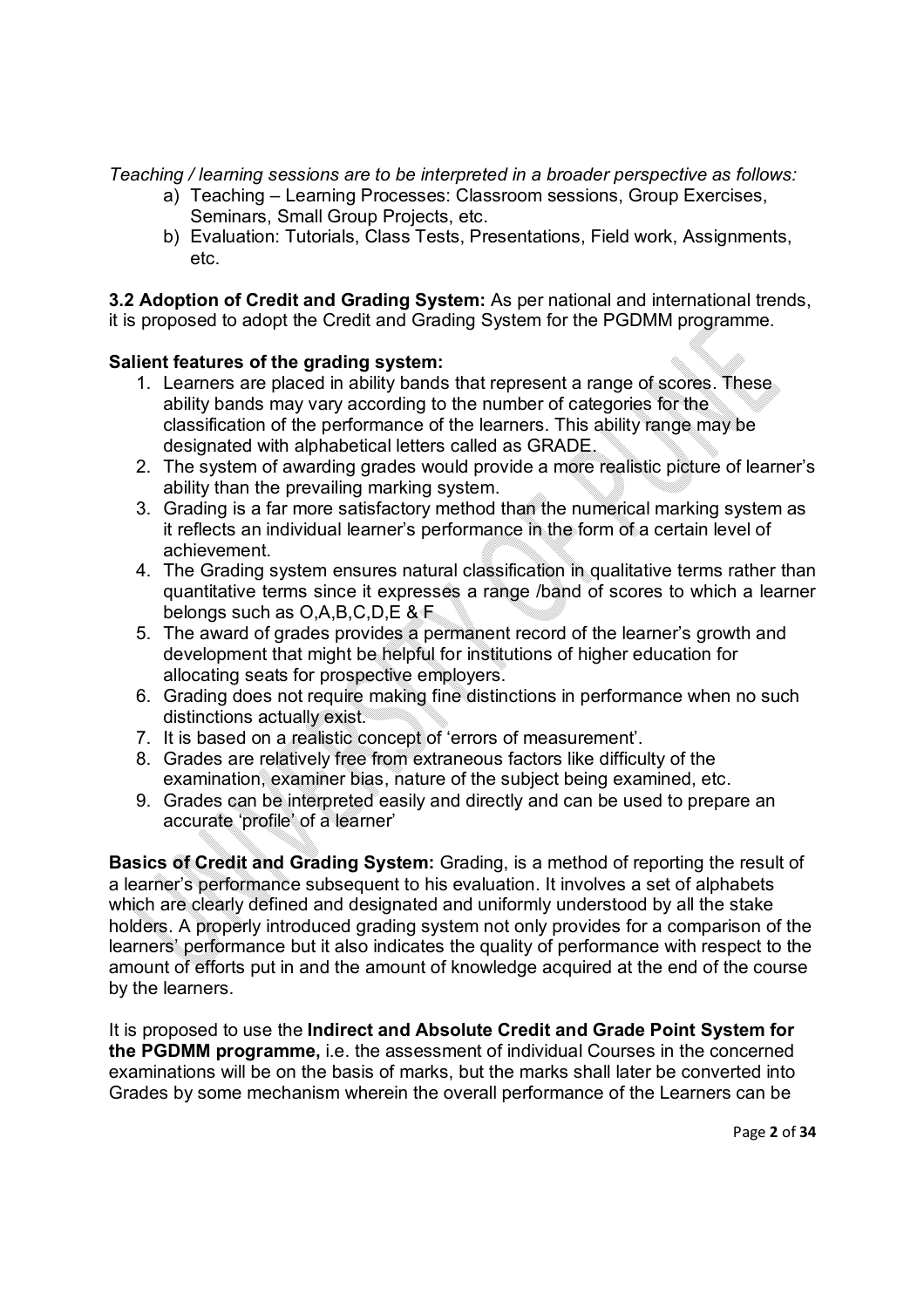*Teaching / learning sessions are to be interpreted in a broader perspective as follows:*

a) Teaching – Learning Processes: Classroom sessions, Group Exercises, Seminars, Small Group Projects, etc.
b) Evaluation: Tutorials, Class Tests, Presentations, Field work, Assignments, etc.

**3.2 Adoption of Credit and Grading System:** As per national and international trends, it is proposed to adopt the Credit and Grading System for the PGDMM programme.

**Salient features of the grading system:**

1. Learners are placed in ability bands that represent a range of scores. These ability bands may vary according to the number of categories for the classification of the performance of the learners. This ability range may be designated with alphabetical letters called as GRADE.
2. The system of awarding grades would provide a more realistic picture of learner's ability than the prevailing marking system.
3. Grading is a far more satisfactory method than the numerical marking system as it reflects an individual learner's performance in the form of a certain level of achievement.
4. The Grading system ensures natural classification in qualitative terms rather than quantitative terms since it expresses a range /band of scores to which a learner belongs such as O,A,B,C,D,E & F
5. The award of grades provides a permanent record of the learner's growth and development that might be helpful for institutions of higher education for allocating seats for prospective employers.
6. Grading does not require making fine distinctions in performance when no such distinctions actually exist.
7. It is based on a realistic concept of 'errors of measurement'.
8. Grades are relatively free from extraneous factors like difficulty of the examination, examiner bias, nature of the subject being examined, etc.
9. Grades can be interpreted easily and directly and can be used to prepare an accurate 'profile' of a learner'

**Basics of Credit and Grading System:** Grading, is a method of reporting the result of a learner's performance subsequent to his evaluation. It involves a set of alphabets which are clearly defined and designated and uniformly understood by all the stake holders. A properly introduced grading system not only provides for a comparison of the learners' performance but it also indicates the quality of performance with respect to the amount of efforts put in and the amount of knowledge acquired at the end of the course by the learners.

It is proposed to use the **Indirect and Absolute Credit and Grade Point System for the PGDMM programme,** i.e. the assessment of individual Courses in the concerned examinations will be on the basis of marks, but the marks shall later be converted into Grades by some mechanism wherein the overall performance of the Learners can be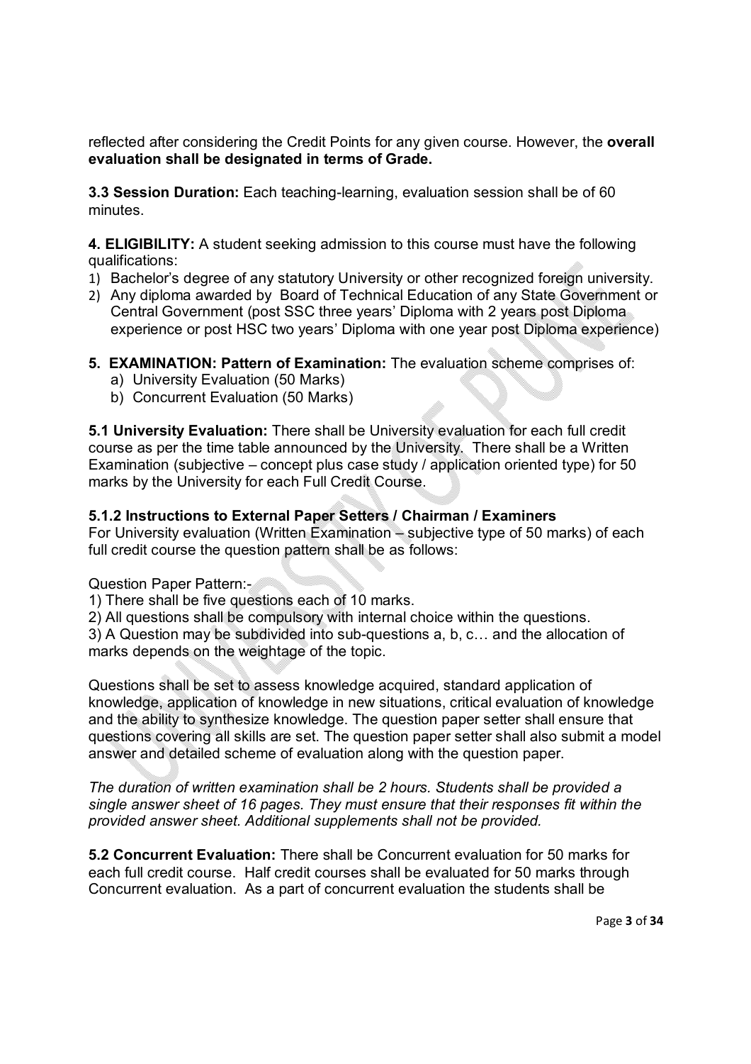reflected after considering the Credit Points for any given course. However, the **overall evaluation shall be designated in terms of Grade.**

**3.3 Session Duration:** Each teaching-learning, evaluation session shall be of 60 minutes.

**4. ELIGIBILITY:** A student seeking admission to this course must have the following qualifications:

1) Bachelor's degree of any statutory University or other recognized foreign university.
2) Any diploma awarded by Board of Technical Education of any State Government or Central Government (post SSC three years' Diploma with 2 years post Diploma experience or post HSC two years' Diploma with one year post Diploma experience)

**5. EXAMINATION: Pattern of Examination:** The evaluation scheme comprises of:

a) University Evaluation (50 Marks)
b) Concurrent Evaluation (50 Marks)

**5.1 University Evaluation:** There shall be University evaluation for each full credit course as per the time table announced by the University. There shall be a Written Examination (subjective – concept plus case study / application oriented type) for 50 marks by the University for each Full Credit Course.

**5.1.2 Instructions to External Paper Setters / Chairman / Examiners**

For University evaluation (Written Examination – subjective type of 50 marks) of each full credit course the question pattern shall be as follows:

Question Paper Pattern:-

1) There shall be five questions each of 10 marks.
2) All questions shall be compulsory with internal choice within the questions.
3) A Question may be subdivided into sub-questions a, b, c… and the allocation of marks depends on the weightage of the topic.

Questions shall be set to assess knowledge acquired, standard application of knowledge, application of knowledge in new situations, critical evaluation of knowledge and the ability to synthesize knowledge. The question paper setter shall ensure that questions covering all skills are set. The question paper setter shall also submit a model answer and detailed scheme of evaluation along with the question paper.

*The duration of written examination shall be 2 hours. Students shall be provided a single answer sheet of 16 pages. They must ensure that their responses fit within the provided answer sheet. Additional supplements shall not be provided.*

**5.2 Concurrent Evaluation:** There shall be Concurrent evaluation for 50 marks for each full credit course. Half credit courses shall be evaluated for 50 marks through Concurrent evaluation. As a part of concurrent evaluation the students shall be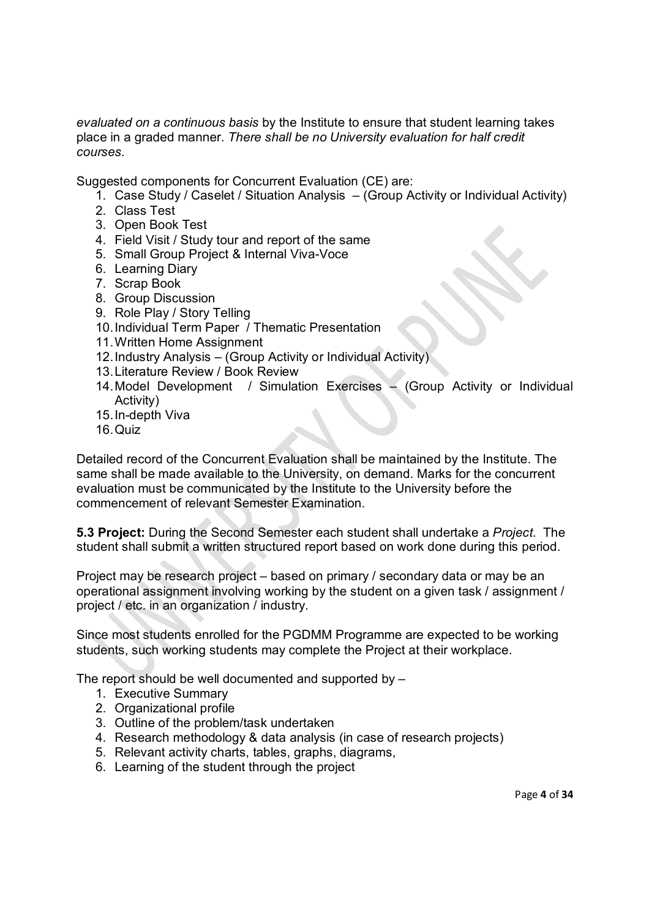*evaluated on a continuous basis* by the Institute to ensure that student learning takes place in a graded manner. *There shall be no University evaluation for half credit courses*.

Suggested components for Concurrent Evaluation (CE) are:

1. Case Study / Caselet / Situation Analysis – (Group Activity or Individual Activity)
2. Class Test
3. Open Book Test
4. Field Visit / Study tour and report of the same
5. Small Group Project & Internal Viva-Voce
6. Learning Diary
7. Scrap Book
8. Group Discussion
9. Role Play / Story Telling
10. Individual Term Paper / Thematic Presentation
11. Written Home Assignment
12. Industry Analysis – (Group Activity or Individual Activity)
13. Literature Review / Book Review
14. Model Development / Simulation Exercises – (Group Activity or Individual Activity)
15. In-depth Viva
16. Quiz

Detailed record of the Concurrent Evaluation shall be maintained by the Institute. The same shall be made available to the University, on demand. Marks for the concurrent evaluation must be communicated by the Institute to the University before the commencement of relevant Semester Examination.

**5.3 Project:** During the Second Semester each student shall undertake a *Project*. The student shall submit a written structured report based on work done during this period.

Project may be research project – based on primary / secondary data or may be an operational assignment involving working by the student on a given task / assignment / project / etc. in an organization / industry.

Since most students enrolled for the PGDMM Programme are expected to be working students, such working students may complete the Project at their workplace.

The report should be well documented and supported by –

1. Executive Summary
2. Organizational profile
3. Outline of the problem/task undertaken
4. Research methodology & data analysis (in case of research projects)
5. Relevant activity charts, tables, graphs, diagrams,
6. Learning of the student through the project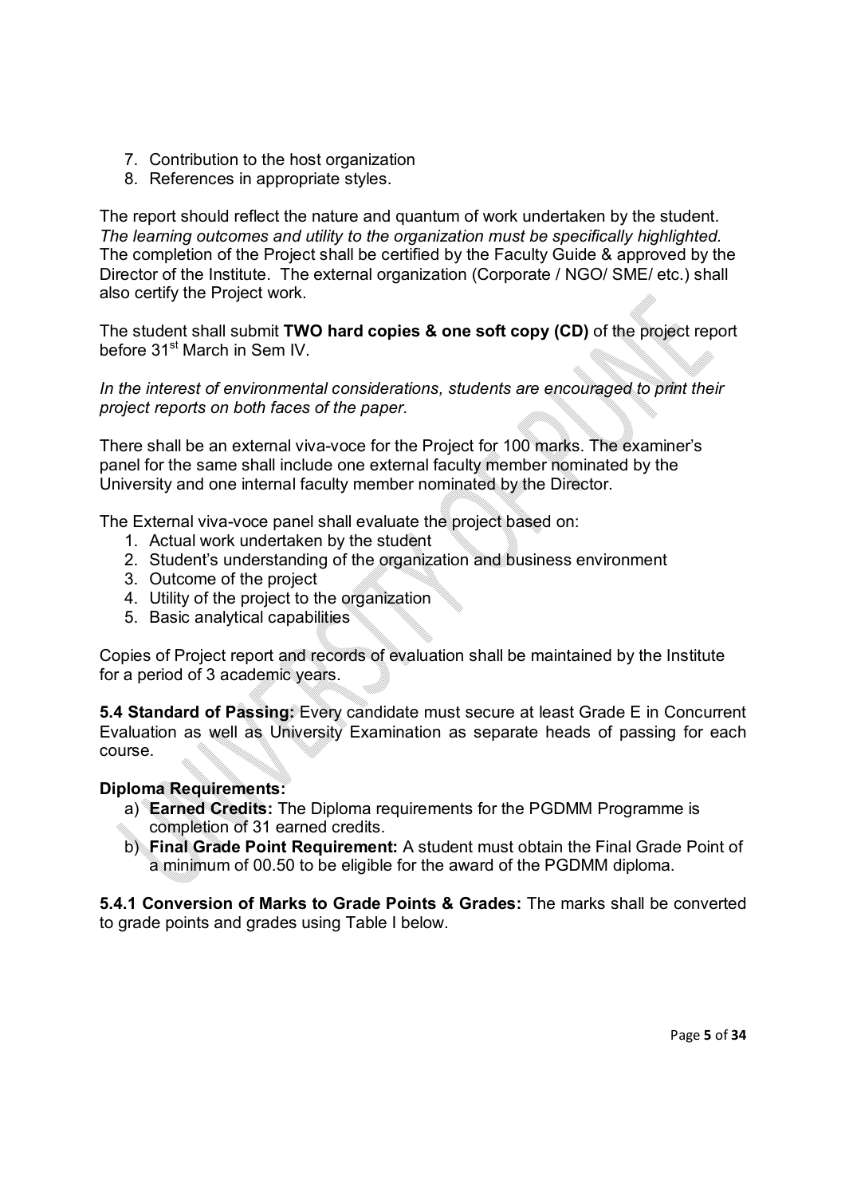7. Contribution to the host organization
8. References in appropriate styles.

The report should reflect the nature and quantum of work undertaken by the student. *The learning outcomes and utility to the organization must be specifically highlighted.* The completion of the Project shall be certified by the Faculty Guide & approved by the Director of the Institute. The external organization (Corporate / NGO/ SME/ etc.) shall also certify the Project work.

The student shall submit **TWO hard copies & one soft copy (CD)** of the project report before 31st March in Sem IV.

*In the interest of environmental considerations, students are encouraged to print their project reports on both faces of the paper.*

There shall be an external viva-voce for the Project for 100 marks. The examiner's panel for the same shall include one external faculty member nominated by the University and one internal faculty member nominated by the Director.

The External viva-voce panel shall evaluate the project based on:

1. Actual work undertaken by the student
2. Student's understanding of the organization and business environment
3. Outcome of the project
4. Utility of the project to the organization
5. Basic analytical capabilities

Copies of Project report and records of evaluation shall be maintained by the Institute for a period of 3 academic years.

**5.4 Standard of Passing:** Every candidate must secure at least Grade E in Concurrent Evaluation as well as University Examination as separate heads of passing for each course.

**Diploma Requirements:**

a) **Earned Credits:** The Diploma requirements for the PGDMM Programme is completion of 31 earned credits.
b) **Final Grade Point Requirement:** A student must obtain the Final Grade Point of a minimum of 00.50 to be eligible for the award of the PGDMM diploma.

**5.4.1 Conversion of Marks to Grade Points & Grades:** The marks shall be converted to grade points and grades using Table I below.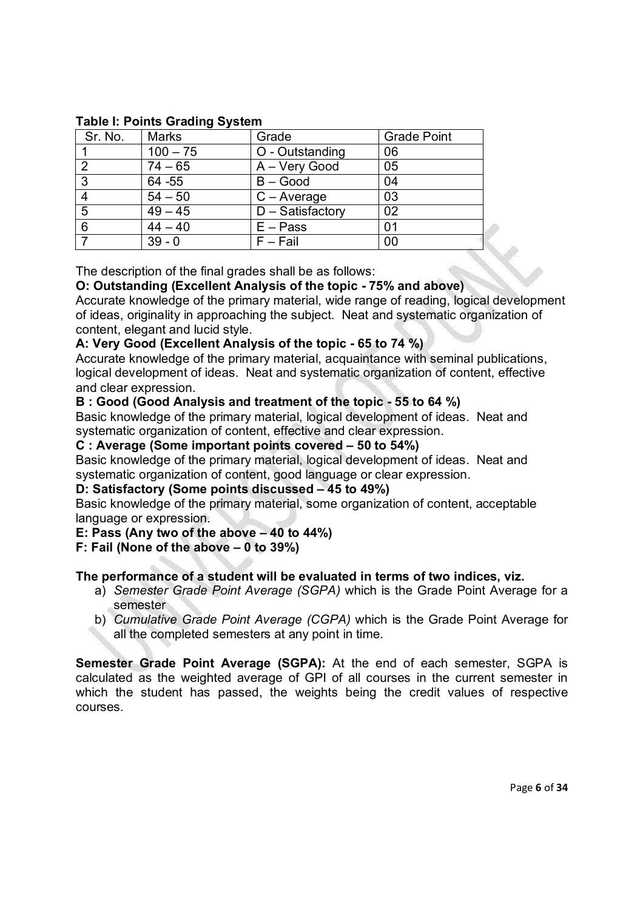**Table I: Points Grading System**

| Sr. No. | Marks | Grade | Grade Point |
|---|---|---|---|
| 1 | 100 – 75 | O - Outstanding | 06 |
| 2 | 74 – 65 | A – Very Good | 05 |
| 3 | 64 -55 | B – Good | 04 |
| 4 | 54 – 50 | C – Average | 03 |
| 5 | 49 – 45 | D – Satisfactory | 02 |
| 6 | 44 – 40 | E – Pass | 01 |
| 7 | 39 - 0 | F – Fail | 00 |

The description of the final grades shall be as follows:

**O: Outstanding (Excellent Analysis of the topic - 75% and above)**
Accurate knowledge of the primary material, wide range of reading, logical development of ideas, originality in approaching the subject. Neat and systematic organization of content, elegant and lucid style.

**A: Very Good (Excellent Analysis of the topic - 65 to 74 %)**
Accurate knowledge of the primary material, acquaintance with seminal publications, logical development of ideas. Neat and systematic organization of content, effective and clear expression.

**B : Good (Good Analysis and treatment of the topic - 55 to 64 %)**
Basic knowledge of the primary material, logical development of ideas. Neat and systematic organization of content, effective and clear expression.

**C : Average (Some important points covered – 50 to 54%)**
Basic knowledge of the primary material, logical development of ideas. Neat and systematic organization of content, good language or clear expression.

**D: Satisfactory (Some points discussed – 45 to 49%)**
Basic knowledge of the primary material, some organization of content, acceptable language or expression.

**E: Pass (Any two of the above – 40 to 44%)**

**F: Fail (None of the above – 0 to 39%)**

**The performance of a student will be evaluated in terms of two indices, viz.**

a) *Semester Grade Point Average (SGPA)* which is the Grade Point Average for a semester
b) *Cumulative Grade Point Average (CGPA)* which is the Grade Point Average for all the completed semesters at any point in time.

**Semester Grade Point Average (SGPA):** At the end of each semester, SGPA is calculated as the weighted average of GPI of all courses in the current semester in which the student has passed, the weights being the credit values of respective courses.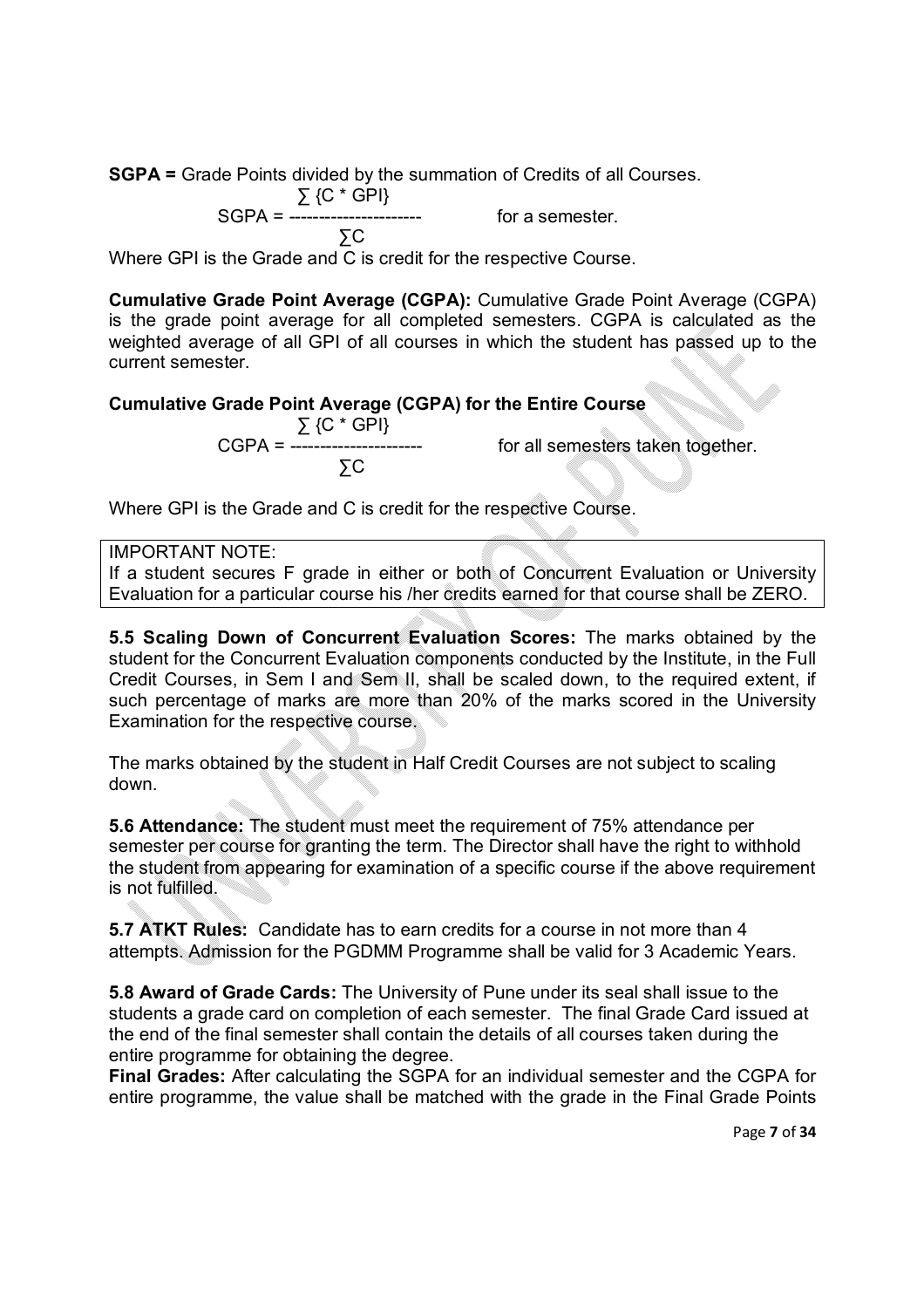**SGPA =** Grade Points divided by the summation of Credits of all Courses.

$$\text{SGPA} = \frac{\sum \{C * GPI\}}{\sum C} \quad \text{for a semester.}$$

Where GPI is the Grade and C is credit for the respective Course.

**Cumulative Grade Point Average (CGPA):** Cumulative Grade Point Average (CGPA) is the grade point average for all completed semesters. CGPA is calculated as the weighted average of all GPI of all courses in which the student has passed up to the current semester.

**Cumulative Grade Point Average (CGPA) for the Entire Course**

$$\text{CGPA} = \frac{\sum \{C * GPI\}}{\sum C} \quad \text{for all semesters taken together.}$$

Where GPI is the Grade and C is credit for the respective Course.

| IMPORTANT NOTE: If a student secures F grade in either or both of Concurrent Evaluation or University Evaluation for a particular course his /her credits earned for that course shall be ZERO. |
| --- |

**5.5 Scaling Down of Concurrent Evaluation Scores:** The marks obtained by the student for the Concurrent Evaluation components conducted by the Institute, in the Full Credit Courses, in Sem I and Sem II, shall be scaled down, to the required extent, if such percentage of marks are more than 20% of the marks scored in the University Examination for the respective course.

The marks obtained by the student in Half Credit Courses are not subject to scaling down.

**5.6 Attendance:** The student must meet the requirement of 75% attendance per semester per course for granting the term. The Director shall have the right to withhold the student from appearing for examination of a specific course if the above requirement is not fulfilled.

**5.7 ATKT Rules:** Candidate has to earn credits for a course in not more than 4 attempts. Admission for the PGDMM Programme shall be valid for 3 Academic Years.

**5.8 Award of Grade Cards:** The University of Pune under its seal shall issue to the students a grade card on completion of each semester. The final Grade Card issued at the end of the final semester shall contain the details of all courses taken during the entire programme for obtaining the degree.

**Final Grades:** After calculating the SGPA for an individual semester and the CGPA for entire programme, the value shall be matched with the grade in the Final Grade Points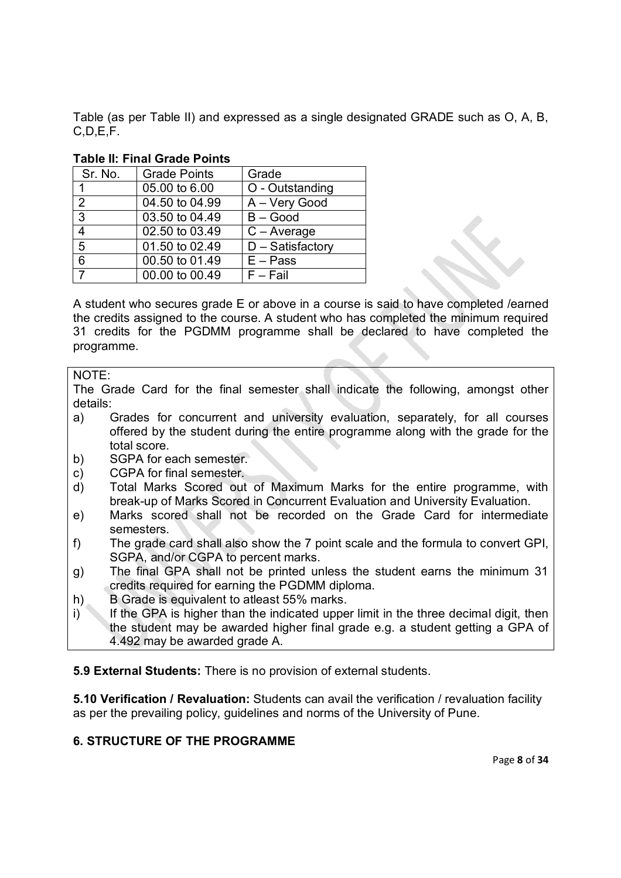Table (as per Table II) and expressed as a single designated GRADE such as O, A, B, C,D,E,F.

**Table II: Final Grade Points**

| Sr. No. | Grade Points | Grade |
|---|---|---|
| 1 | 05.00 to 6.00 | O - Outstanding |
| 2 | 04.50 to 04.99 | A – Very Good |
| 3 | 03.50 to 04.49 | B – Good |
| 4 | 02.50 to 03.49 | C – Average |
| 5 | 01.50 to 02.49 | D – Satisfactory |
| 6 | 00.50 to 01.49 | E – Pass |
| 7 | 00.00 to 00.49 | F – Fail |

A student who secures grade E or above in a course is said to have completed /earned the credits assigned to the course. A student who has completed the minimum required 31 credits for the PGDMM programme shall be declared to have completed the programme.

NOTE:
The Grade Card for the final semester shall indicate the following, amongst other details:

a) Grades for concurrent and university evaluation, separately, for all courses offered by the student during the entire programme along with the grade for the total score.
b) SGPA for each semester.
c) CGPA for final semester.
d) Total Marks Scored out of Maximum Marks for the entire programme, with break-up of Marks Scored in Concurrent Evaluation and University Evaluation.
e) Marks scored shall not be recorded on the Grade Card for intermediate semesters.
f) The grade card shall also show the 7 point scale and the formula to convert GPI, SGPA, and/or CGPA to percent marks.
g) The final GPA shall not be printed unless the student earns the minimum 31 credits required for earning the PGDMM diploma.
h) B Grade is equivalent to atleast 55% marks.
i) If the GPA is higher than the indicated upper limit in the three decimal digit, then the student may be awarded higher final grade e.g. a student getting a GPA of 4.492 may be awarded grade A.

**5.9 External Students:** There is no provision of external students.

**5.10 Verification / Revaluation:** Students can avail the verification / revaluation facility as per the prevailing policy, guidelines and norms of the University of Pune.

## 6. STRUCTURE OF THE PROGRAMME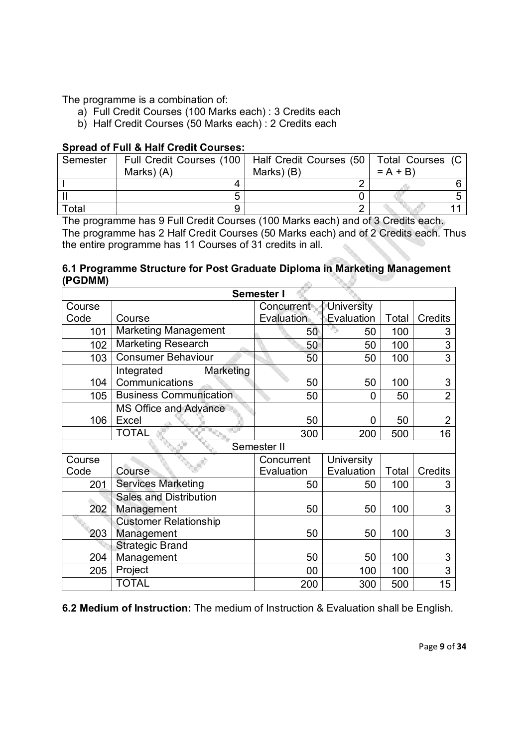The programme is a combination of:

a) Full Credit Courses (100 Marks each) : 3 Credits each
b) Half Credit Courses (50 Marks each) : 2 Credits each

**Spread of Full & Half Credit Courses:**

| Semester | Full Credit Courses (100 Marks) (A) | Half Credit Courses (50 Marks) (B) | Total Courses (C = A + B) |
|---|---|---|---|
| I | 4 | 2 | 6 |
| II | 5 | 0 | 5 |
| Total | 9 | 2 | 11 |

The programme has 9 Full Credit Courses (100 Marks each) and of 3 Credits each. The programme has 2 Half Credit Courses (50 Marks each) and of 2 Credits each. Thus the entire programme has 11 Courses of 31 credits in all.

### 6.1 Programme Structure for Post Graduate Diploma in Marketing Management (PGDMM)

| **Semester I** | | | | | |
|---|---|---|---|---|---|
| Course Code | Course | Concurrent Evaluation | University Evaluation | Total | Credits |
| 101 | Marketing Management | 50 | 50 | 100 | 3 |
| 102 | Marketing Research | 50 | 50 | 100 | 3 |
| 103 | Consumer Behaviour | 50 | 50 | 100 | 3 |
| 104 | Integrated Marketing Communications | 50 | 50 | 100 | 3 |
| 105 | Business Communication | 50 | 0 | 50 | 2 |
| 106 | MS Office and Advance Excel | 50 | 0 | 50 | 2 |
| | TOTAL | 300 | 200 | 500 | 16 |
| Semester II | | | | | |
| Course Code | Course | Concurrent Evaluation | University Evaluation | Total | Credits |
| 201 | Services Marketing | 50 | 50 | 100 | 3 |
| 202 | Sales and Distribution Management | 50 | 50 | 100 | 3 |
| 203 | Customer Relationship Management | 50 | 50 | 100 | 3 |
| 204 | Strategic Brand Management | 50 | 50 | 100 | 3 |
| 205 | Project | 00 | 100 | 100 | 3 |
| | TOTAL | 200 | 300 | 500 | 15 |

**6.2 Medium of Instruction:** The medium of Instruction & Evaluation shall be English.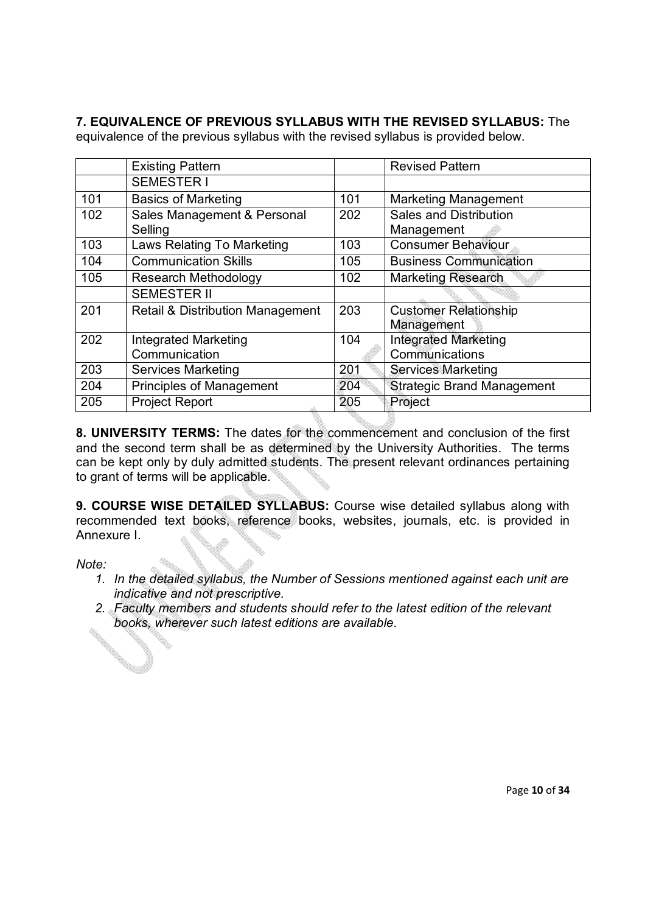**7. EQUIVALENCE OF PREVIOUS SYLLABUS WITH THE REVISED SYLLABUS:** The equivalence of the previous syllabus with the revised syllabus is provided below.

| | Existing Pattern | | Revised Pattern |
|---|---|---|---|
| | SEMESTER I | | |
| 101 | Basics of Marketing | 101 | Marketing Management |
| 102 | Sales Management & Personal Selling | 202 | Sales and Distribution Management |
| 103 | Laws Relating To Marketing | 103 | Consumer Behaviour |
| 104 | Communication Skills | 105 | Business Communication |
| 105 | Research Methodology | 102 | Marketing Research |
| | SEMESTER II | | |
| 201 | Retail & Distribution Management | 203 | Customer Relationship Management |
| 202 | Integrated Marketing Communication | 104 | Integrated Marketing Communications |
| 203 | Services Marketing | 201 | Services Marketing |
| 204 | Principles of Management | 204 | Strategic Brand Management |
| 205 | Project Report | 205 | Project |

**8. UNIVERSITY TERMS:** The dates for the commencement and conclusion of the first and the second term shall be as determined by the University Authorities. The terms can be kept only by duly admitted students. The present relevant ordinances pertaining to grant of terms will be applicable.

**9. COURSE WISE DETAILED SYLLABUS:** Course wise detailed syllabus along with recommended text books, reference books, websites, journals, etc. is provided in Annexure I.

*Note:*

1. *In the detailed syllabus, the Number of Sessions mentioned against each unit are indicative and not prescriptive.*
2. *Faculty members and students should refer to the latest edition of the relevant books, wherever such latest editions are available.*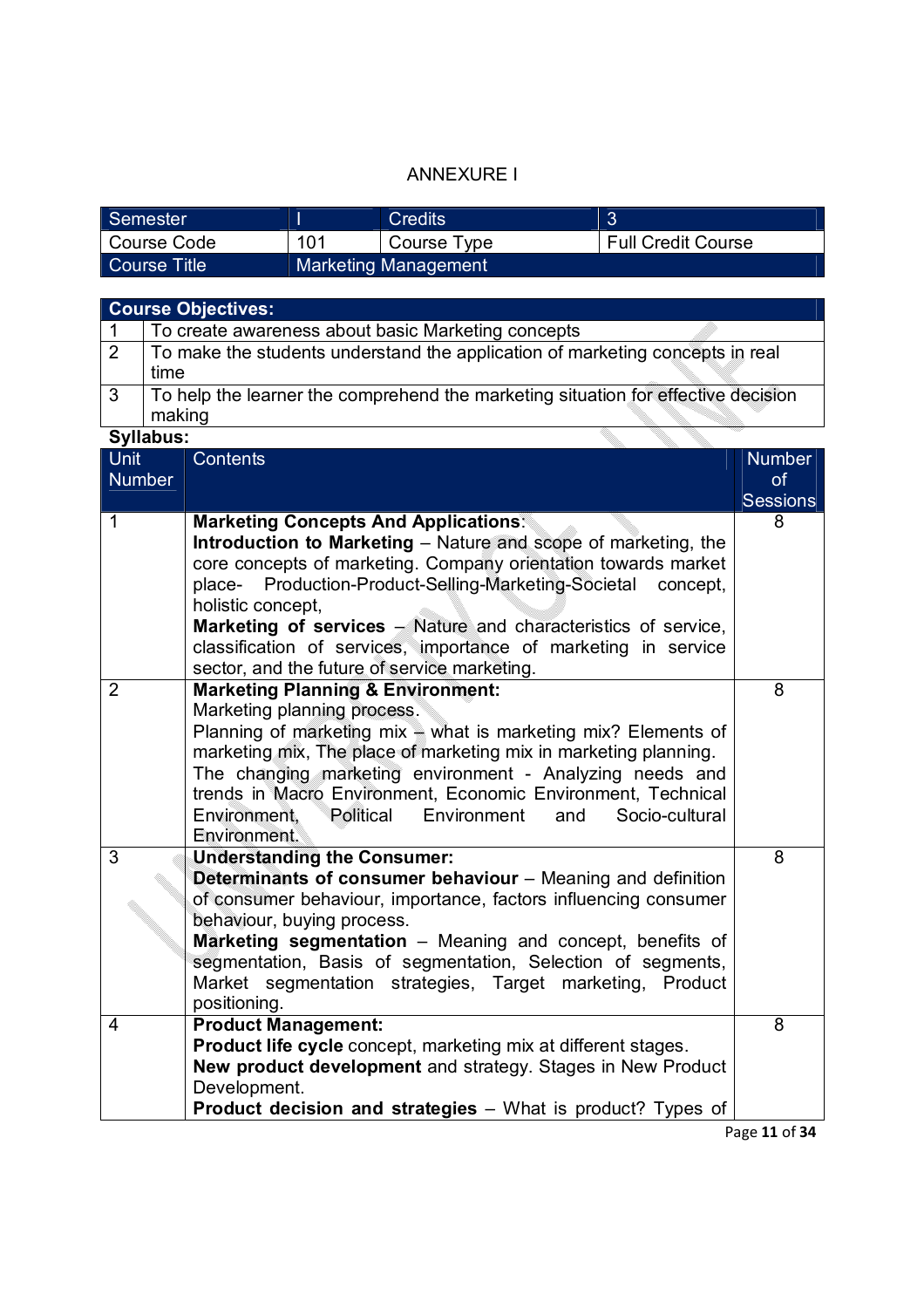ANNEXURE I

| Semester | I | Credits | 3 |
|---|---|---|---|
| Course Code | 101 | Course Type | Full Credit Course |
| Course Title | Marketing Management | | |

| Course Objectives: | |
|---|---|
| 1 | To create awareness about basic Marketing concepts |
| 2 | To make the students understand the application of marketing concepts in real time |
| 3 | To help the learner the comprehend the marketing situation for effective decision making |

**Syllabus:**

| Unit Number | Contents | Number of Sessions |
|---|---|---|
| 1 | **Marketing Concepts And Applications**: **Introduction to Marketing** – Nature and scope of marketing, the core concepts of marketing. Company orientation towards market place- Production-Product-Selling-Marketing-Societal concept, holistic concept, **Marketing of services** – Nature and characteristics of service, classification of services, importance of marketing in service sector, and the future of service marketing. | 8 |
| 2 | **Marketing Planning & Environment:** Marketing planning process. Planning of marketing mix – what is marketing mix? Elements of marketing mix, The place of marketing mix in marketing planning. The changing marketing environment - Analyzing needs and trends in Macro Environment, Economic Environment, Technical Environment, Political Environment and Socio-cultural Environment. | 8 |
| 3 | **Understanding the Consumer:** **Determinants of consumer behaviour** – Meaning and definition of consumer behaviour, importance, factors influencing consumer behaviour, buying process. **Marketing segmentation** – Meaning and concept, benefits of segmentation, Basis of segmentation, Selection of segments, Market segmentation strategies, Target marketing, Product positioning. | 8 |
| 4 | **Product Management:** **Product life cycle** concept, marketing mix at different stages. **New product development** and strategy. Stages in New Product Development. **Product decision and strategies** – What is product? Types of | 8 |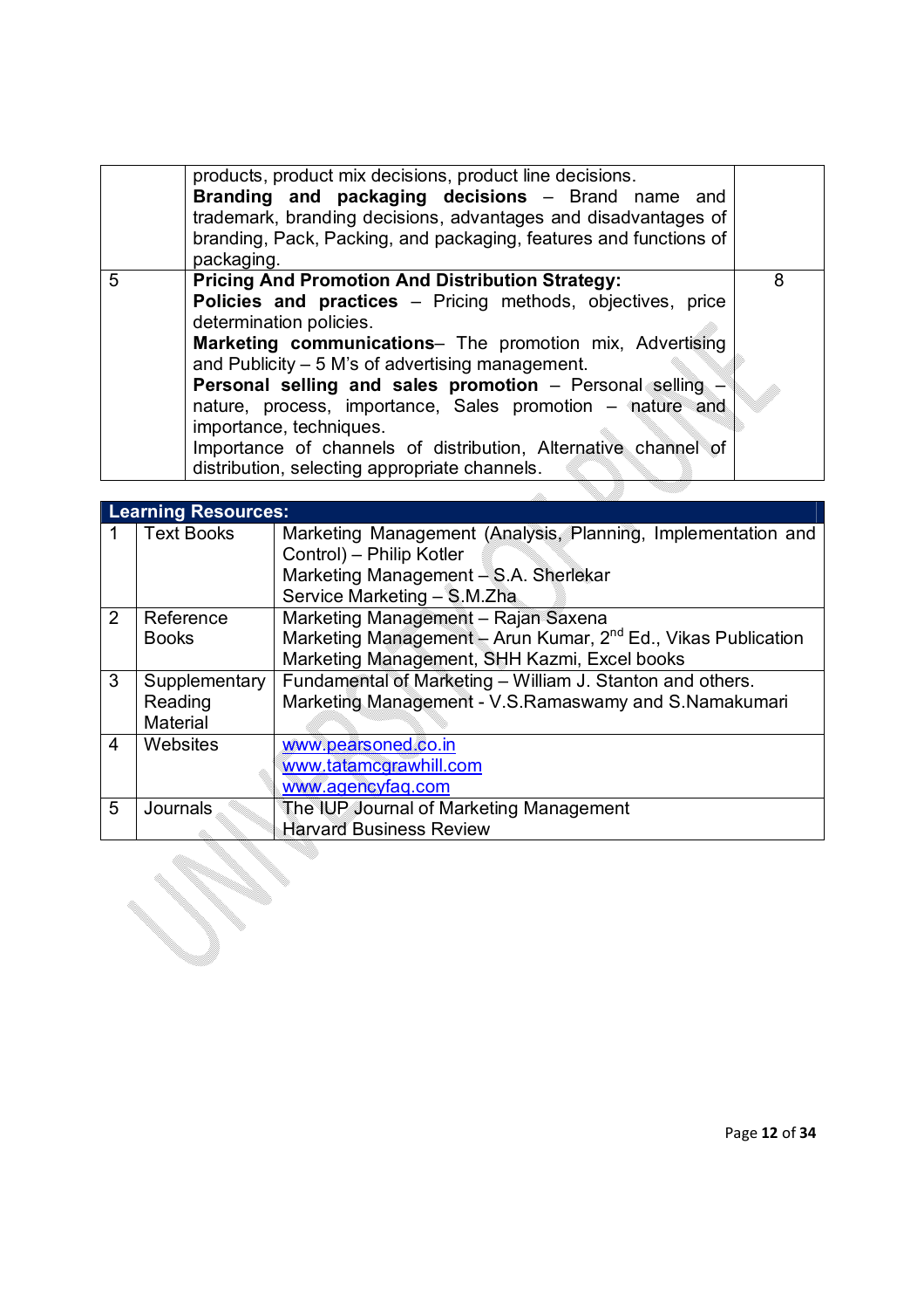| | | |
|---|---|---|
| | products, product mix decisions, product line decisions.<br>**Branding and packaging decisions** – Brand name and trademark, branding decisions, advantages and disadvantages of branding, Pack, Packing, and packaging, features and functions of packaging. | |
| 5 | **Pricing And Promotion And Distribution Strategy:**<br>**Policies and practices** – Pricing methods, objectives, price determination policies.<br>**Marketing communications**– The promotion mix, Advertising and Publicity – 5 M's of advertising management.<br>**Personal selling and sales promotion** – Personal selling – nature, process, importance, Sales promotion – nature and importance, techniques.<br>Importance of channels of distribution, Alternative channel of distribution, selecting appropriate channels. | 8 |

| **Learning Resources:** | | |
|---|---|---|
| 1 | Text Books | Marketing Management (Analysis, Planning, Implementation and Control) – Philip Kotler<br>Marketing Management – S.A. Sherlekar<br>Service Marketing – S.M.Zha |
| 2 | Reference Books | Marketing Management – Rajan Saxena<br>Marketing Management – Arun Kumar, 2nd Ed., Vikas Publication<br>Marketing Management, SHH Kazmi, Excel books |
| 3 | Supplementary Reading Material | Fundamental of Marketing – William J. Stanton and others.<br>Marketing Management - V.S.Ramaswamy and S.Namakumari |
| 4 | Websites | www.pearsoned.co.in<br>www.tatamcgrawhill.com<br>www.agencyfaq.com |
| 5 | Journals | The IUP Journal of Marketing Management<br>Harvard Business Review |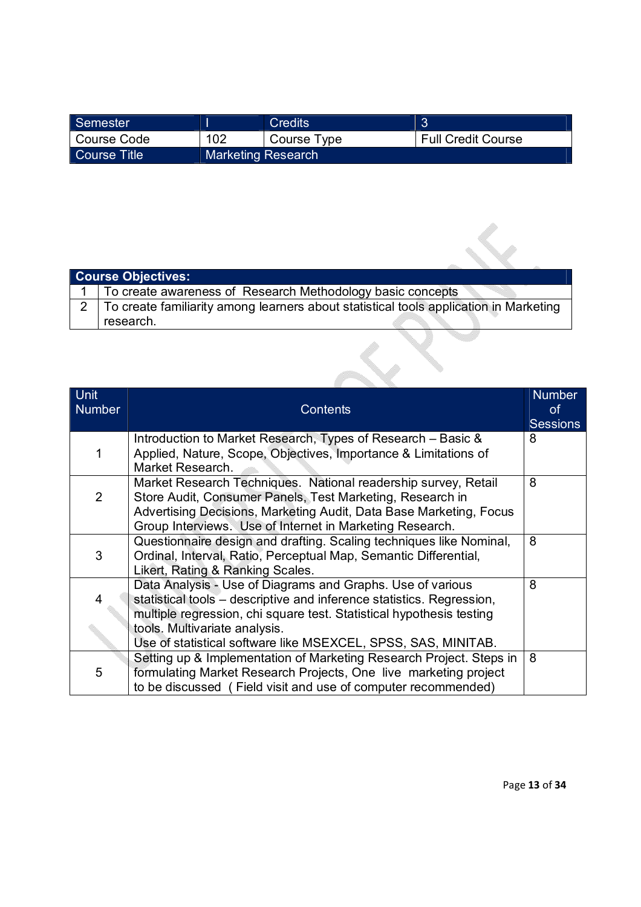| Semester | I | Credits | 3 |
|---|---|---|---|
| Course Code | 102 | Course Type | Full Credit Course |
| Course Title | Marketing Research | | |

| Course Objectives: | |
|---|---|
| 1 | To create awareness of Research Methodology basic concepts |
| 2 | To create familiarity among learners about statistical tools application in Marketing research. |

| Unit Number | Contents | Number of Sessions |
|---|---|---|
| 1 | Introduction to Market Research, Types of Research – Basic & Applied, Nature, Scope, Objectives, Importance & Limitations of Market Research. | 8 |
| 2 | Market Research Techniques. National readership survey, Retail Store Audit, Consumer Panels, Test Marketing, Research in Advertising Decisions, Marketing Audit, Data Base Marketing, Focus Group Interviews. Use of Internet in Marketing Research. | 8 |
| 3 | Questionnaire design and drafting. Scaling techniques like Nominal, Ordinal, Interval, Ratio, Perceptual Map, Semantic Differential, Likert, Rating & Ranking Scales. | 8 |
| 4 | Data Analysis - Use of Diagrams and Graphs. Use of various statistical tools – descriptive and inference statistics. Regression, multiple regression, chi square test. Statistical hypothesis testing tools. Multivariate analysis.<br>Use of statistical software like MSEXCEL, SPSS, SAS, MINITAB. | 8 |
| 5 | Setting up & Implementation of Marketing Research Project. Steps in formulating Market Research Projects, One live marketing project to be discussed ( Field visit and use of computer recommended) | 8 |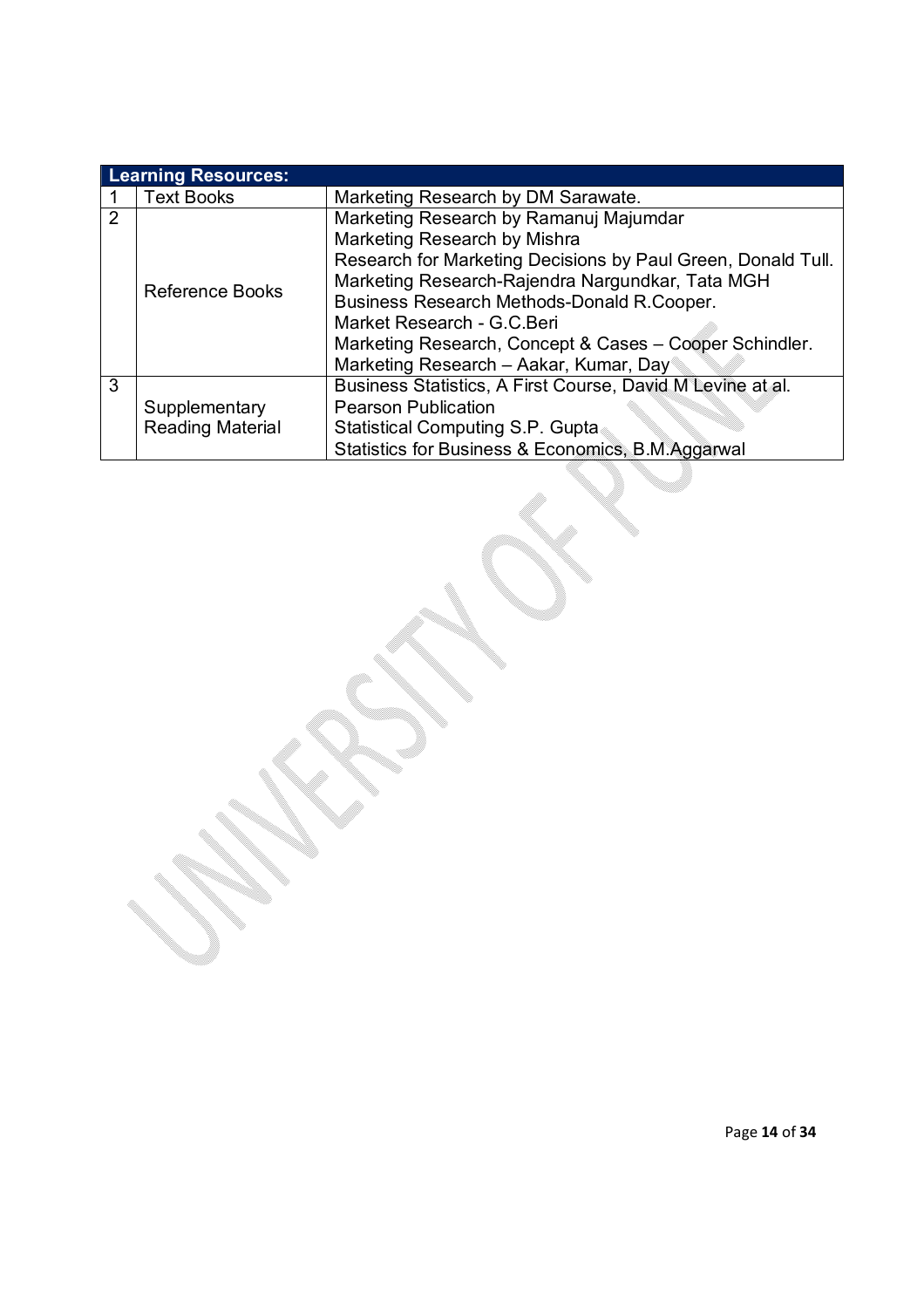| Learning Resources: | | |
|---|---|---|
| 1 | Text Books | Marketing Research by DM Sarawate. |
| 2 | Reference Books | Marketing Research by Ramanuj Majumdar<br>Marketing Research by Mishra<br>Research for Marketing Decisions by Paul Green, Donald Tull.<br>Marketing Research-Rajendra Nargundkar, Tata MGH<br>Business Research Methods-Donald R.Cooper.<br>Market Research - G.C.Beri<br>Marketing Research, Concept & Cases – Cooper Schindler.<br>Marketing Research – Aakar, Kumar, Day |
| 3 | Supplementary Reading Material | Business Statistics, A First Course, David M Levine at al. Pearson Publication<br>Statistical Computing S.P. Gupta<br>Statistics for Business & Economics, B.M.Aggarwal |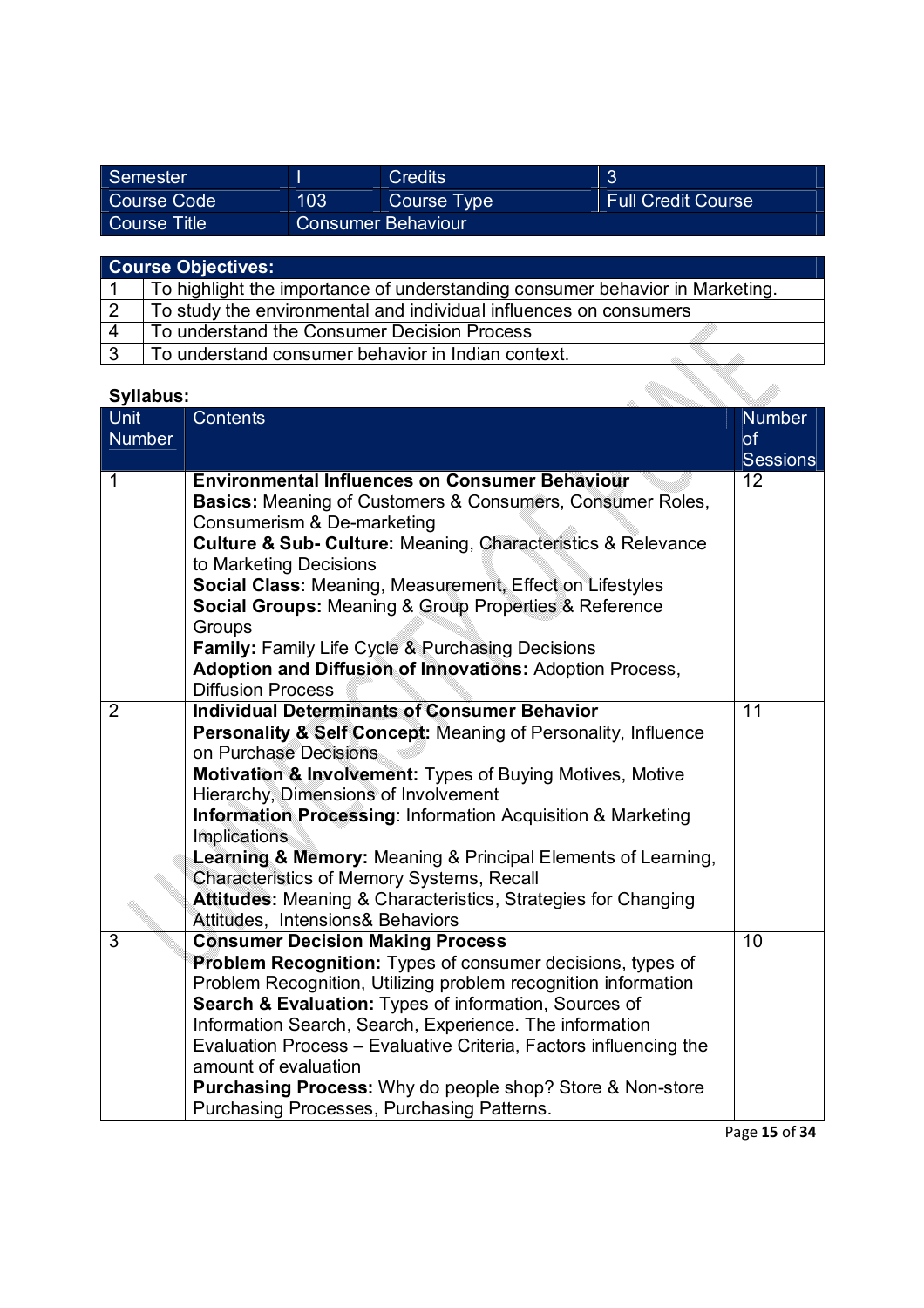| Semester | I | Credits | 3 |
| --- | --- | --- | --- |
| Course Code | 103 | Course Type | Full Credit Course |
| Course Title | Consumer Behaviour | | |

| Course Objectives: | |
| --- | --- |
| 1 | To highlight the importance of understanding consumer behavior in Marketing. |
| 2 | To study the environmental and individual influences on consumers |
| 4 | To understand the Consumer Decision Process |
| 3 | To understand consumer behavior in Indian context. |

**Syllabus:**

| Unit Number | Contents | Number of Sessions |
| --- | --- | --- |
| 1 | **Environmental Influences on Consumer Behaviour**<br>**Basics:** Meaning of Customers & Consumers, Consumer Roles, Consumerism & De-marketing<br>**Culture & Sub- Culture:** Meaning, Characteristics & Relevance to Marketing Decisions<br>**Social Class:** Meaning, Measurement, Effect on Lifestyles<br>**Social Groups:** Meaning & Group Properties & Reference Groups<br>**Family:** Family Life Cycle & Purchasing Decisions<br>**Adoption and Diffusion of Innovations:** Adoption Process, Diffusion Process | 12 |
| 2 | **Individual Determinants of Consumer Behavior**<br>**Personality & Self Concept:** Meaning of Personality, Influence on Purchase Decisions<br>**Motivation & Involvement:** Types of Buying Motives, Motive Hierarchy, Dimensions of Involvement<br>**Information Processing**: Information Acquisition & Marketing Implications<br>**Learning & Memory:** Meaning & Principal Elements of Learning, Characteristics of Memory Systems, Recall<br>**Attitudes:** Meaning & Characteristics, Strategies for Changing Attitudes, Intensions& Behaviors | 11 |
| 3 | **Consumer Decision Making Process**<br>**Problem Recognition:** Types of consumer decisions, types of Problem Recognition, Utilizing problem recognition information<br>**Search & Evaluation:** Types of information, Sources of Information Search, Search, Experience. The information Evaluation Process – Evaluative Criteria, Factors influencing the amount of evaluation<br>**Purchasing Process:** Why do people shop? Store & Non-store Purchasing Processes, Purchasing Patterns. | 10 |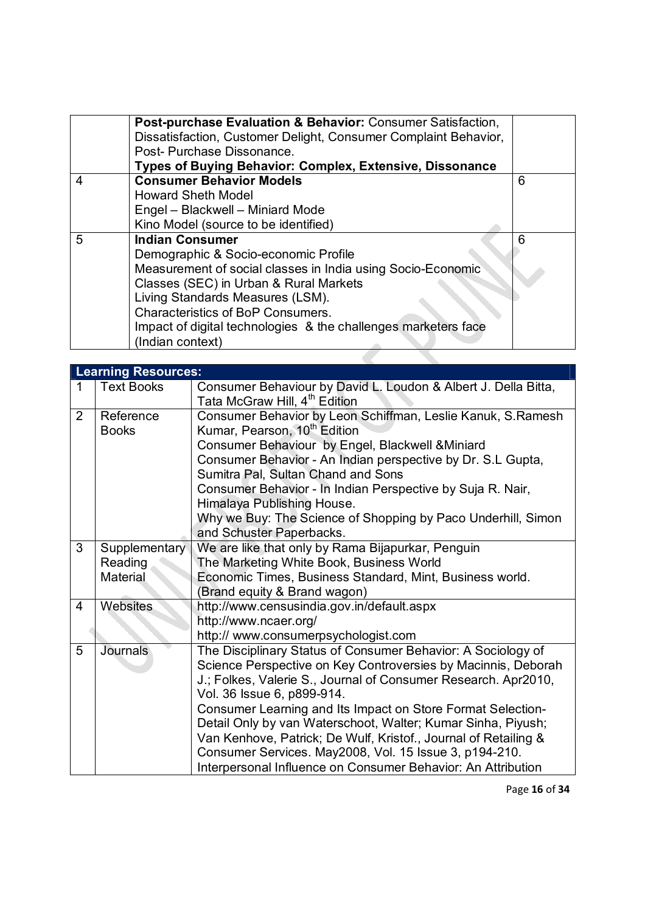|   | **Post-purchase Evaluation & Behavior:** Consumer Satisfaction, Dissatisfaction, Customer Delight, Consumer Complaint Behavior, Post- Purchase Dissonance.<br>**Types of Buying Behavior: Complex, Extensive, Dissonance** |   |
|---|---|---|
| 4 | **Consumer Behavior Models**<br>Howard Sheth Model<br>Engel – Blackwell – Miniard Mode<br>Kino Model (source to be identified) | 6 |
| 5 | **Indian Consumer**<br>Demographic & Socio-economic Profile<br>Measurement of social classes in India using Socio-Economic Classes (SEC) in Urban & Rural Markets<br>Living Standards Measures (LSM).<br>Characteristics of BoP Consumers.<br>Impact of digital technologies & the challenges marketers face (Indian context) | 6 |

| **Learning Resources:** | | |
|---|---|---|
| 1 | Text Books | Consumer Behaviour by David L. Loudon & Albert J. Della Bitta, Tata McGraw Hill, 4th Edition |
| 2 | Reference Books | Consumer Behavior by Leon Schiffman, Leslie Kanuk, S.Ramesh Kumar, Pearson, 10th Edition<br>Consumer Behaviour by Engel, Blackwell &Miniard<br>Consumer Behavior - An Indian perspective by Dr. S.L Gupta, Sumitra Pal, Sultan Chand and Sons<br>Consumer Behavior - In Indian Perspective by Suja R. Nair, Himalaya Publishing House.<br>Why we Buy: The Science of Shopping by Paco Underhill, Simon and Schuster Paperbacks. |
| 3 | Supplementary Reading Material | We are like that only by Rama Bijapurkar, Penguin<br>The Marketing White Book, Business World<br>Economic Times, Business Standard, Mint, Business world. (Brand equity & Brand wagon) |
| 4 | Websites | http://www.censusindia.gov.in/default.aspx<br>http://www.ncaer.org/<br>http:// www.consumerpsychologist.com |
| 5 | Journals | The Disciplinary Status of Consumer Behavior: A Sociology of Science Perspective on Key Controversies by Macinnis, Deborah J.; Folkes, Valerie S., Journal of Consumer Research. Apr2010, Vol. 36 Issue 6, p899-914.<br>Consumer Learning and Its Impact on Store Format Selection- Detail Only by van Waterschoot, Walter; Kumar Sinha, Piyush; Van Kenhove, Patrick; De Wulf, Kristof., Journal of Retailing & Consumer Services. May2008, Vol. 15 Issue 3, p194-210.<br>Interpersonal Influence on Consumer Behavior: An Attribution |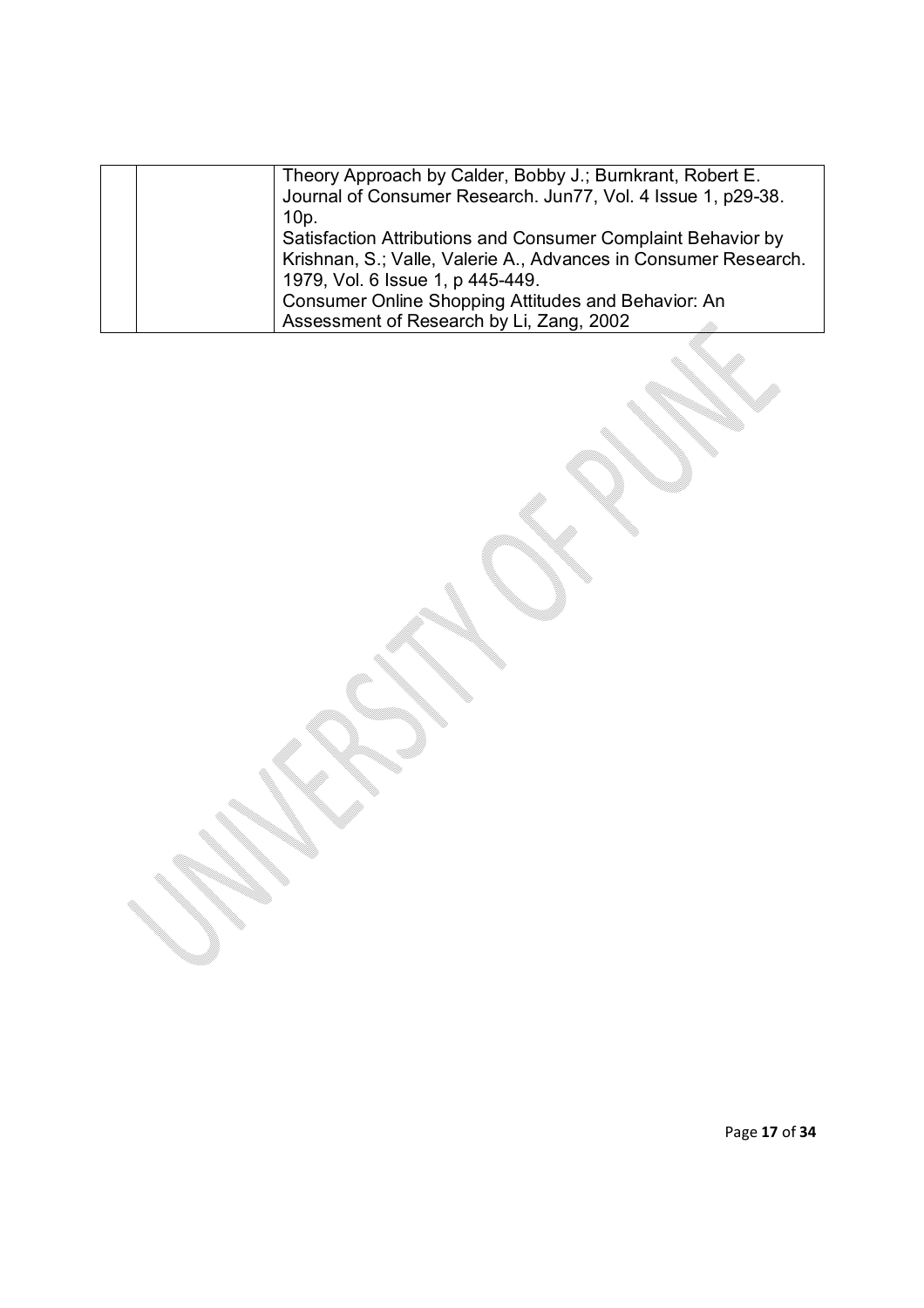|  |  | Theory Approach by Calder, Bobby J.; Burnkrant, Robert E. Journal of Consumer Research. Jun77, Vol. 4 Issue 1, p29-38. 10p.<br>Satisfaction Attributions and Consumer Complaint Behavior by Krishnan, S.; Valle, Valerie A., Advances in Consumer Research. 1979, Vol. 6 Issue 1, p 445-449.<br>Consumer Online Shopping Attitudes and Behavior: An Assessment of Research by Li, Zang, 2002 |
|---|---|---|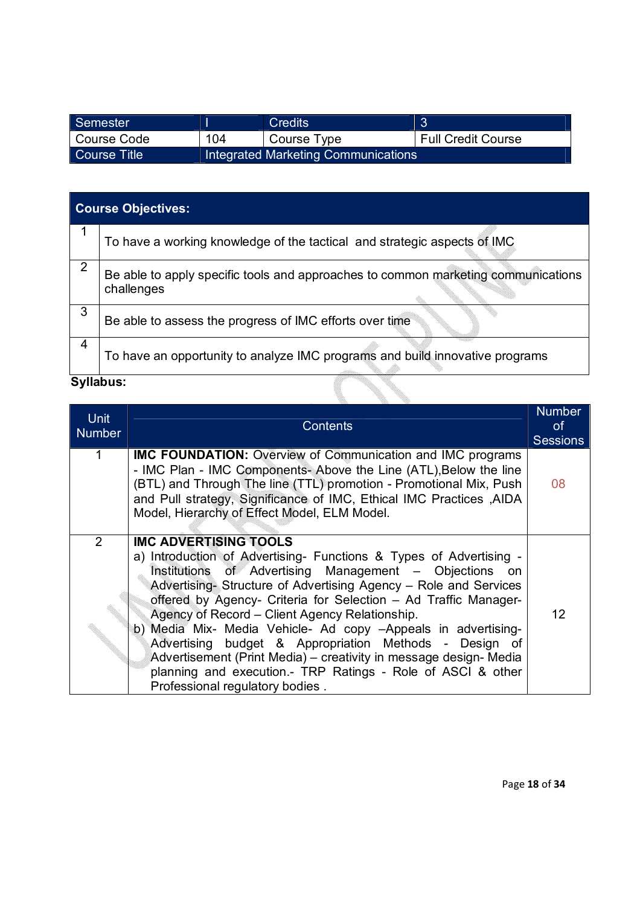| Semester | I | Credits | 3 |
|---|---|---|---|
| Course Code | 104 | Course Type | Full Credit Course |
| Course Title | Integrated Marketing Communications | | |

| Course Objectives: | |
|---|---|
| 1 | To have a working knowledge of the tactical and strategic aspects of IMC |
| 2 | Be able to apply specific tools and approaches to common marketing communications challenges |
| 3 | Be able to assess the progress of IMC efforts over time |
| 4 | To have an opportunity to analyze IMC programs and build innovative programs |

**Syllabus:**

| Unit Number | Contents | Number of Sessions |
|---|---|---|
| 1 | **IMC FOUNDATION:** Overview of Communication and IMC programs - IMC Plan - IMC Components- Above the Line (ATL),Below the line (BTL) and Through The line (TTL) promotion - Promotional Mix, Push and Pull strategy, Significance of IMC, Ethical IMC Practices ,AIDA Model, Hierarchy of Effect Model, ELM Model. | 08 |
| 2 | **IMC ADVERTISING TOOLS**<br>a) Introduction of Advertising- Functions & Types of Advertising - Institutions of Advertising Management – Objections on Advertising- Structure of Advertising Agency – Role and Services offered by Agency- Criteria for Selection – Ad Traffic Manager- Agency of Record – Client Agency Relationship.<br>b) Media Mix- Media Vehicle- Ad copy –Appeals in advertising- Advertising budget & Appropriation Methods - Design of Advertisement (Print Media) – creativity in message design- Media planning and execution.- TRP Ratings - Role of ASCI & other Professional regulatory bodies . | 12 |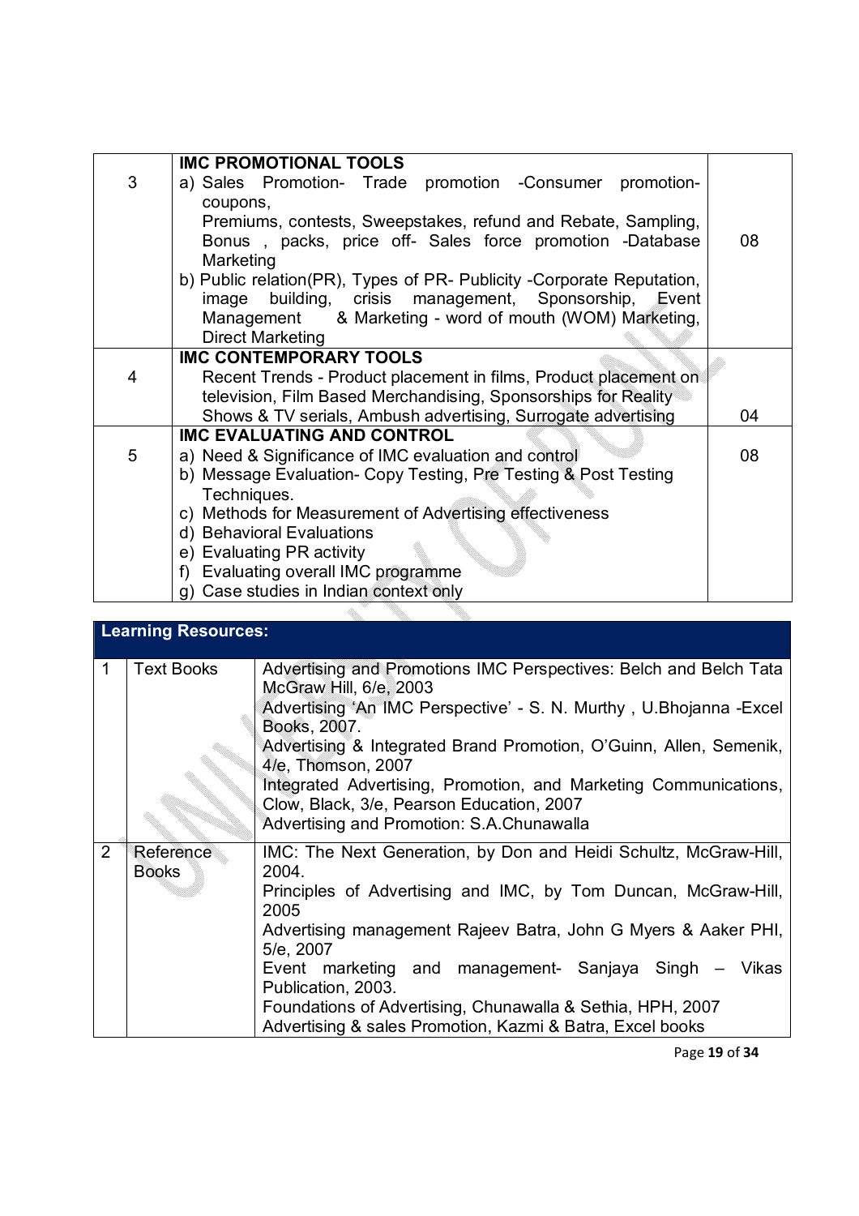| | | |
|---|---|---|
| 3 | **IMC PROMOTIONAL TOOLS**<br>a) Sales Promotion- Trade promotion -Consumer promotion- coupons,<br>Premiums, contests, Sweepstakes, refund and Rebate, Sampling, Bonus , packs, price off- Sales force promotion -Database Marketing<br>b) Public relation(PR), Types of PR- Publicity -Corporate Reputation, image building, crisis management, Sponsorship, Event Management & Marketing - word of mouth (WOM) Marketing, Direct Marketing | 08 |
| 4 | **IMC CONTEMPORARY TOOLS**<br>Recent Trends - Product placement in films, Product placement on television, Film Based Merchandising, Sponsorships for Reality Shows & TV serials, Ambush advertising, Surrogate advertising | 04 |
| 5 | **IMC EVALUATING AND CONTROL**<br>a) Need & Significance of IMC evaluation and control<br>b) Message Evaluation- Copy Testing, Pre Testing & Post Testing Techniques.<br>c) Methods for Measurement of Advertising effectiveness<br>d) Behavioral Evaluations<br>e) Evaluating PR activity<br>f) Evaluating overall IMC programme<br>g) Case studies in Indian context only | 08 |

| **Learning Resources:** | | |
|---|---|---|
| 1 | Text Books | Advertising and Promotions IMC Perspectives: Belch and Belch Tata McGraw Hill, 6/e, 2003<br>Advertising 'An IMC Perspective' - S. N. Murthy , U.Bhojanna -Excel Books, 2007.<br>Advertising & Integrated Brand Promotion, O'Guinn, Allen, Semenik, 4/e, Thomson, 2007<br>Integrated Advertising, Promotion, and Marketing Communications, Clow, Black, 3/e, Pearson Education, 2007<br>Advertising and Promotion: S.A.Chunawalla |
| 2 | Reference Books | IMC: The Next Generation, by Don and Heidi Schultz, McGraw-Hill, 2004.<br>Principles of Advertising and IMC, by Tom Duncan, McGraw-Hill, 2005<br>Advertising management Rajeev Batra, John G Myers & Aaker PHI, 5/e, 2007<br>Event marketing and management- Sanjaya Singh – Vikas Publication, 2003.<br>Foundations of Advertising, Chunawalla & Sethia, HPH, 2007<br>Advertising & sales Promotion, Kazmi & Batra, Excel books |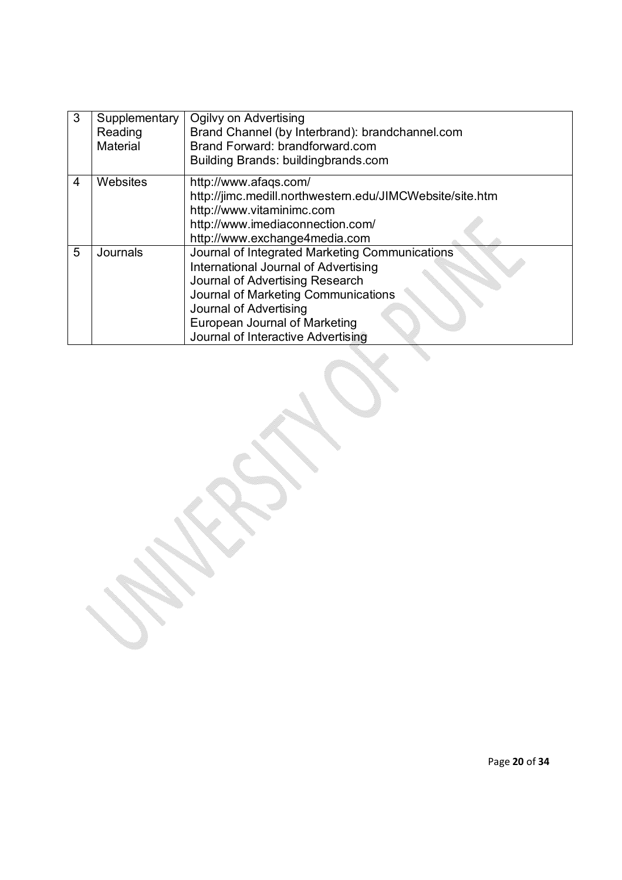| 3 | Supplementary Reading Material | Ogilvy on Advertising<br>Brand Channel (by Interbrand): brandchannel.com<br>Brand Forward: brandforward.com<br>Building Brands: buildingbrands.com |
|---|---|---|
| 4 | Websites | http://www.afaqs.com/<br>http://jimc.medill.northwestern.edu/JIMCWebsite/site.htm<br>http://www.vitaminimc.com<br>http://www.imediaconnection.com/<br>http://www.exchange4media.com |
| 5 | Journals | Journal of Integrated Marketing Communications<br>International Journal of Advertising<br>Journal of Advertising Research<br>Journal of Marketing Communications<br>Journal of Advertising<br>European Journal of Marketing<br>Journal of Interactive Advertising |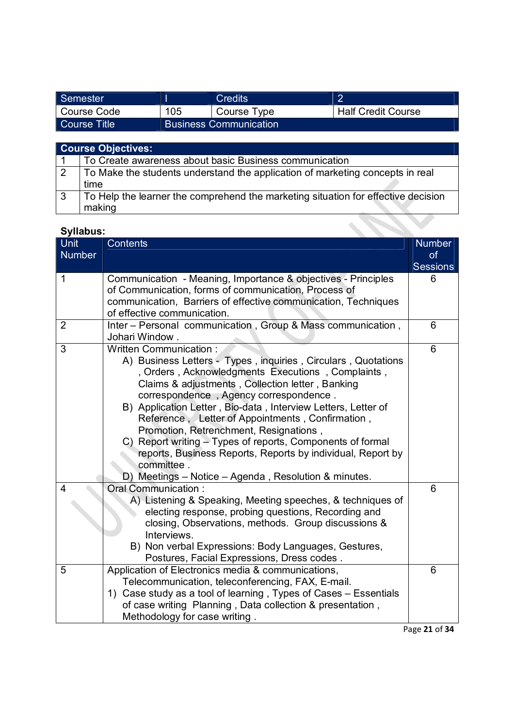| Semester | I | Credits | 2 |
|---|---|---|---|
| Course Code | 105 | Course Type | Half Credit Course |
| Course Title | Business Communication | | |

| Course Objectives: | |
|---|---|
| 1 | To Create awareness about basic Business communication |
| 2 | To Make the students understand the application of marketing concepts in real time |
| 3 | To Help the learner the comprehend the marketing situation for effective decision making |

**Syllabus:**

| Unit Number | Contents | Number of Sessions |
|---|---|---|
| 1 | Communication - Meaning, Importance & objectives - Principles of Communication, forms of communication, Process of communication, Barriers of effective communication, Techniques of effective communication. | 6 |
| 2 | Inter – Personal communication , Group & Mass communication , Johari Window . | 6 |
| 3 | Written Communication :<br>A) Business Letters - Types , inquiries , Circulars , Quotations , Orders , Acknowledgments Executions , Complaints , Claims & adjustments , Collection letter , Banking correspondence , Agency correspondence .<br>B) Application Letter , Bio-data , Interview Letters, Letter of Reference , Letter of Appointments , Confirmation , Promotion, Retrenchment, Resignations ,<br>C) Report writing – Types of reports, Components of formal reports, Business Reports, Reports by individual, Report by committee .<br>D) Meetings – Notice – Agenda , Resolution & minutes. | 6 |
| 4 | Oral Communication :<br>A) Listening & Speaking, Meeting speeches, & techniques of electing response, probing questions, Recording and closing, Observations, methods. Group discussions & Interviews.<br>B) Non verbal Expressions: Body Languages, Gestures, Postures, Facial Expressions, Dress codes . | 6 |
| 5 | Application of Electronics media & communications, Telecommunication, teleconferencing, FAX, E-mail.<br>1) Case study as a tool of learning , Types of Cases – Essentials of case writing Planning , Data collection & presentation , Methodology for case writing . | 6 |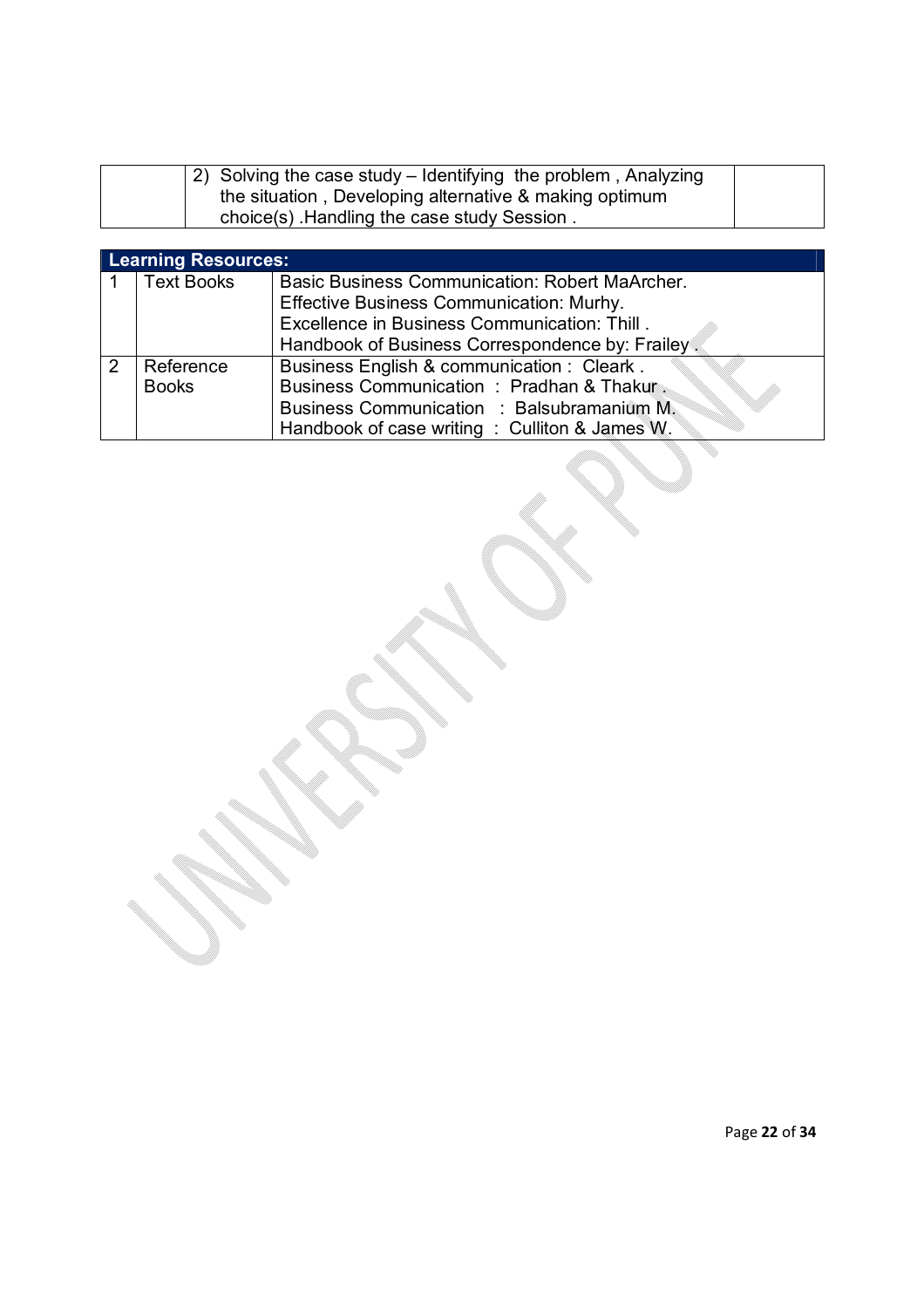|  | 2) Solving the case study – Identifying the problem , Analyzing the situation , Developing alternative & making optimum choice(s) .Handling the case study Session . |  |
|---|---|---|

| Learning Resources: | | |
|---|---|---|
| 1 | Text Books | Basic Business Communication: Robert MaArcher.<br>Effective Business Communication: Murhy.<br>Excellence in Business Communication: Thill .<br>Handbook of Business Correspondence by: Frailey . |
| 2 | Reference Books | Business English & communication : Cleark .<br>Business Communication : Pradhan & Thakur .<br>Business Communication : Balsubramanium M.<br>Handbook of case writing : Culliton & James W. |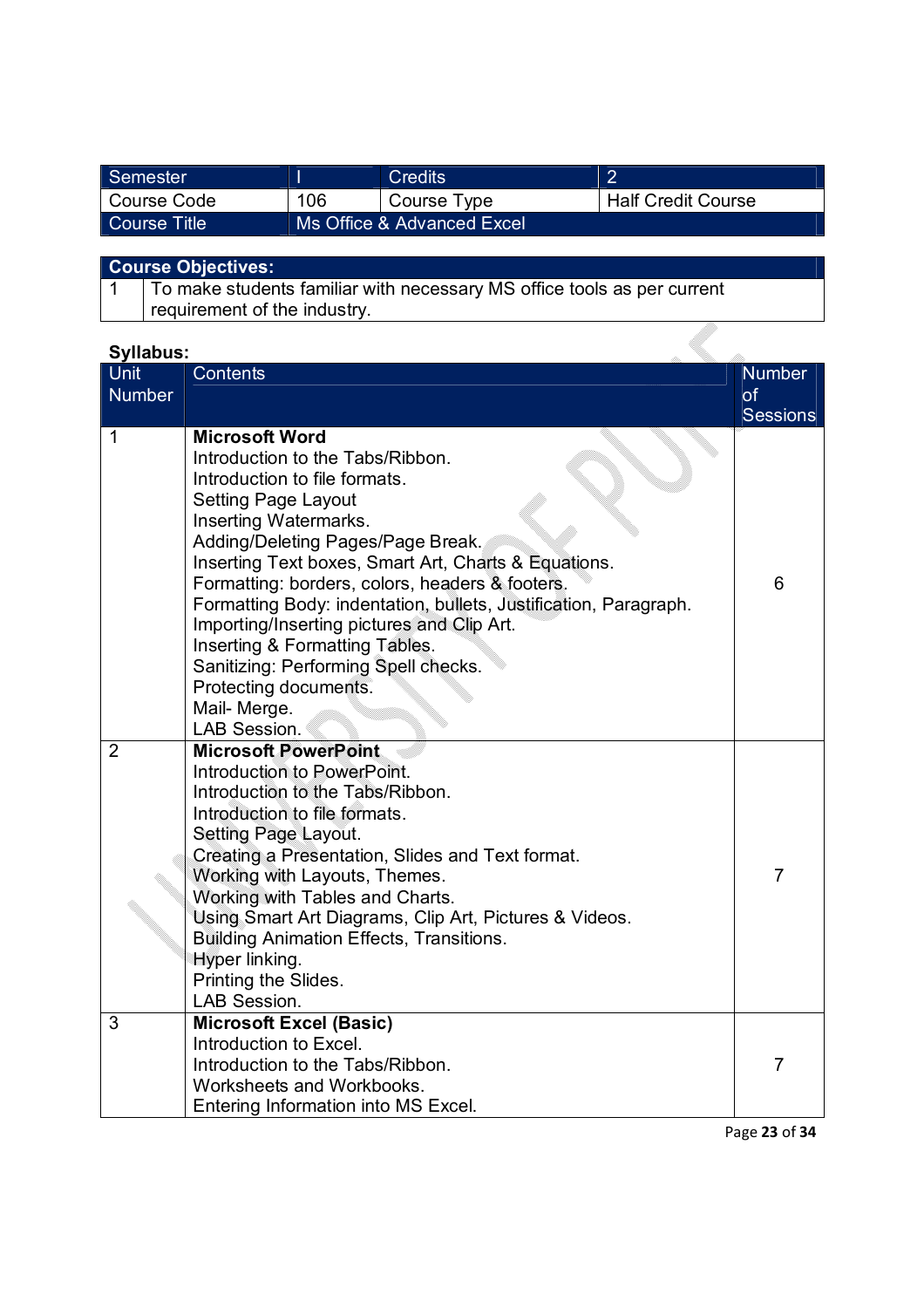| Semester | I | Credits | 2 |
|---|---|---|---|
| Course Code | 106 | Course Type | Half Credit Course |
| Course Title | Ms Office & Advanced Excel | | |

| Course Objectives: | |
|---|---|
| 1 | To make students familiar with necessary MS office tools as per current requirement of the industry. |

**Syllabus:**

| Unit Number | Contents | Number of Sessions |
|---|---|---|
| 1 | **Microsoft Word**<br>Introduction to the Tabs/Ribbon.<br>Introduction to file formats.<br>Setting Page Layout<br>Inserting Watermarks.<br>Adding/Deleting Pages/Page Break.<br>Inserting Text boxes, Smart Art, Charts & Equations.<br>Formatting: borders, colors, headers & footers.<br>Formatting Body: indentation, bullets, Justification, Paragraph.<br>Importing/Inserting pictures and Clip Art.<br>Inserting & Formatting Tables.<br>Sanitizing: Performing Spell checks.<br>Protecting documents.<br>Mail- Merge.<br>LAB Session. | 6 |
| 2 | **Microsoft PowerPoint**<br>Introduction to PowerPoint.<br>Introduction to the Tabs/Ribbon.<br>Introduction to file formats.<br>Setting Page Layout.<br>Creating a Presentation, Slides and Text format.<br>Working with Layouts, Themes.<br>Working with Tables and Charts.<br>Using Smart Art Diagrams, Clip Art, Pictures & Videos.<br>Building Animation Effects, Transitions.<br>Hyper linking.<br>Printing the Slides.<br>LAB Session. | 7 |
| 3 | **Microsoft Excel (Basic)**<br>Introduction to Excel.<br>Introduction to the Tabs/Ribbon.<br>Worksheets and Workbooks.<br>Entering Information into MS Excel. | 7 |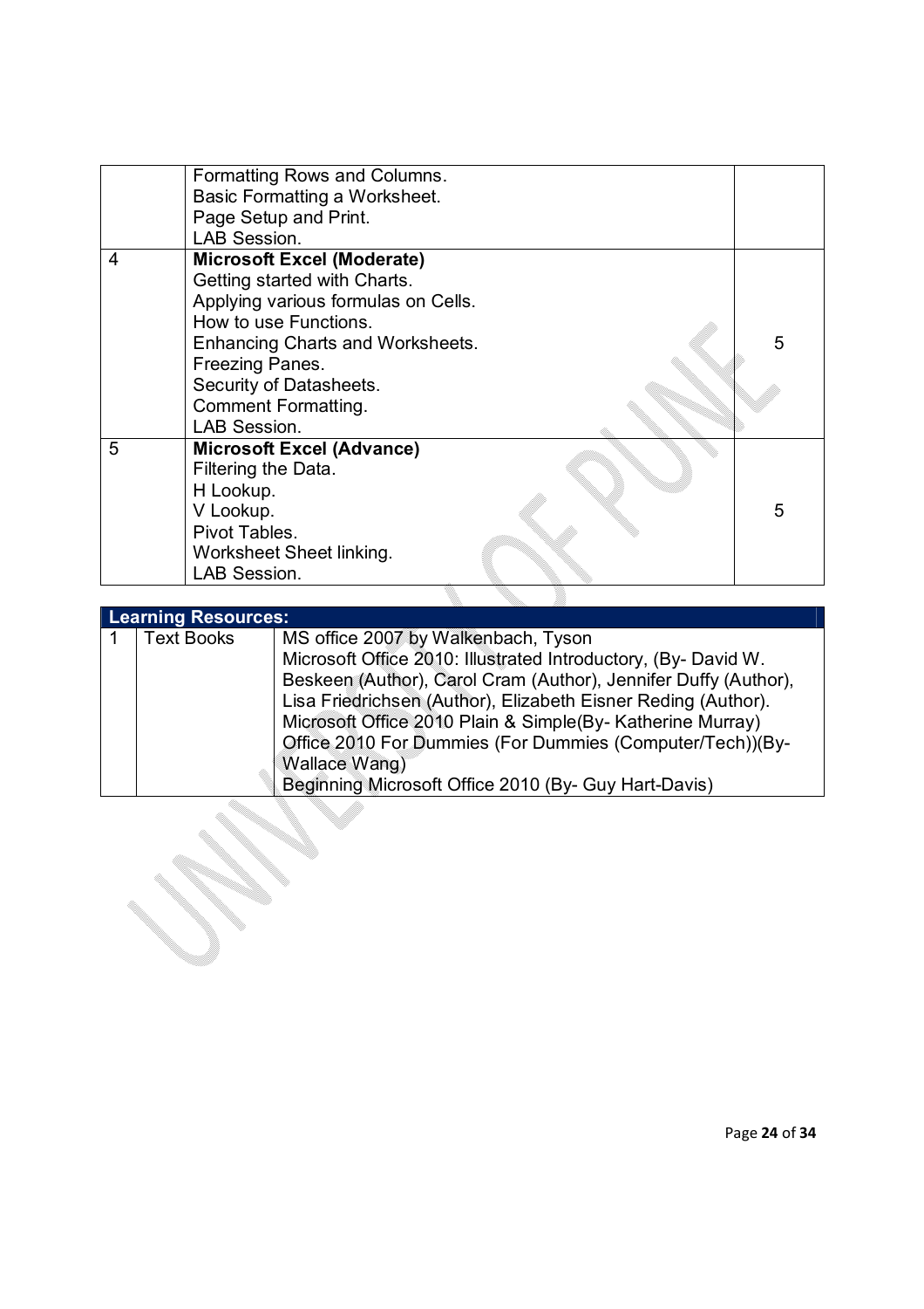| | | |
|---|---|---|
| | Formatting Rows and Columns.<br>Basic Formatting a Worksheet.<br>Page Setup and Print.<br>LAB Session. | |
| 4 | **Microsoft Excel (Moderate)**<br>Getting started with Charts.<br>Applying various formulas on Cells.<br>How to use Functions.<br>Enhancing Charts and Worksheets.<br>Freezing Panes.<br>Security of Datasheets.<br>Comment Formatting.<br>LAB Session. | 5 |
| 5 | **Microsoft Excel (Advance)**<br>Filtering the Data.<br>H Lookup.<br>V Lookup.<br>Pivot Tables.<br>Worksheet Sheet linking.<br>LAB Session. | 5 |

| **Learning Resources:** | | |
|---|---|---|
| 1 | Text Books | MS office 2007 by Walkenbach, Tyson<br>Microsoft Office 2010: Illustrated Introductory, (By- David W. Beskeen (Author), Carol Cram (Author), Jennifer Duffy (Author), Lisa Friedrichsen (Author), Elizabeth Eisner Reding (Author).<br>Microsoft Office 2010 Plain & Simple(By- Katherine Murray)<br>Office 2010 For Dummies (For Dummies (Computer/Tech))(By- Wallace Wang)<br>Beginning Microsoft Office 2010 (By- Guy Hart-Davis) |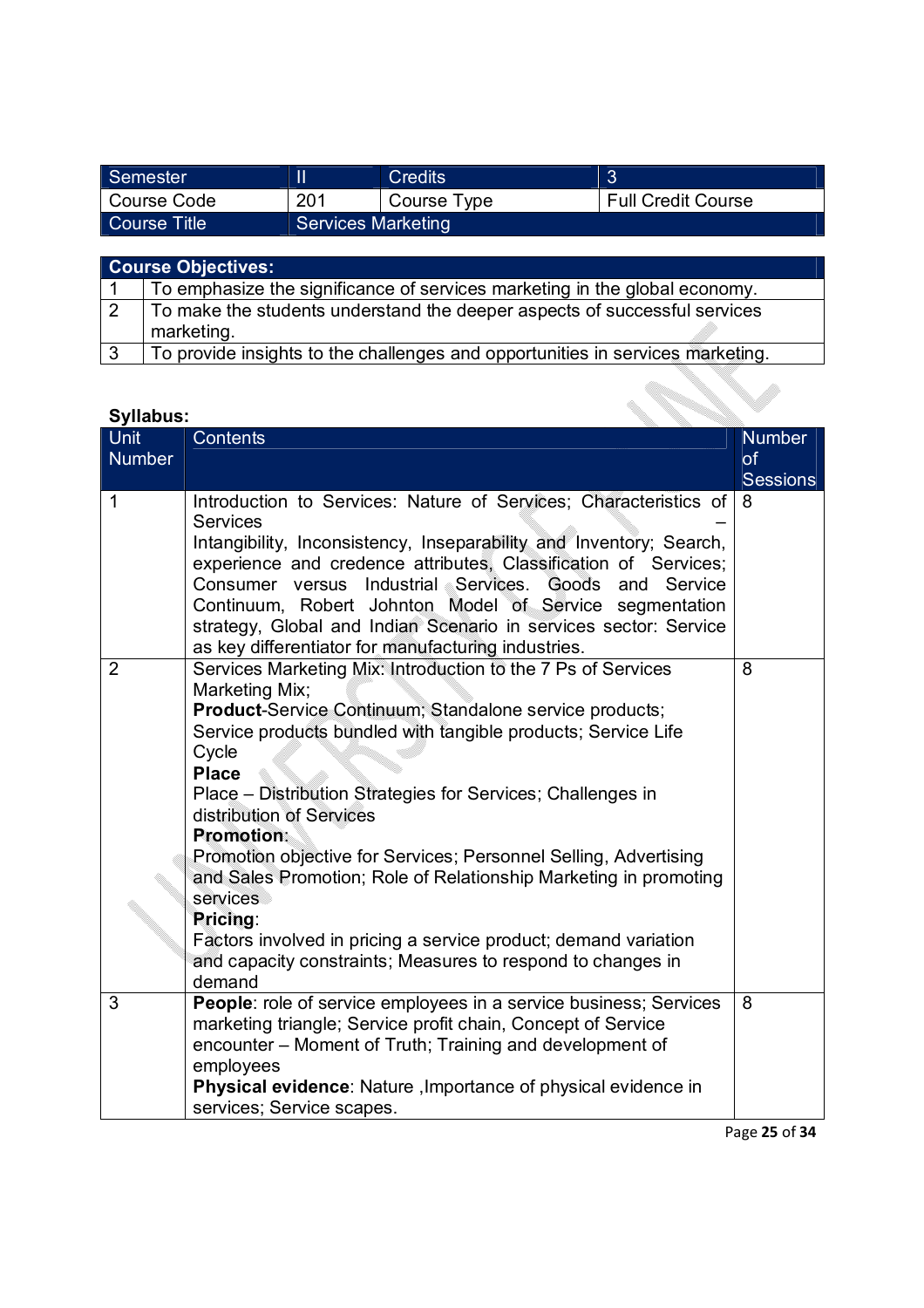| Semester | II | Credits | 3 |
|---|---|---|---|
| Course Code | 201 | Course Type | Full Credit Course |
| Course Title | Services Marketing | | |

| Course Objectives: | |
|---|---|
| 1 | To emphasize the significance of services marketing in the global economy. |
| 2 | To make the students understand the deeper aspects of successful services marketing. |
| 3 | To provide insights to the challenges and opportunities in services marketing. |

**Syllabus:**

| Unit Number | Contents | Number of Sessions |
|---|---|---|
| 1 | Introduction to Services: Nature of Services; Characteristics of Services – Intangibility, Inconsistency, Inseparability and Inventory; Search, experience and credence attributes, Classification of Services; Consumer versus Industrial Services. Goods and Service Continuum, Robert Johnton Model of Service segmentation strategy, Global and Indian Scenario in services sector: Service as key differentiator for manufacturing industries. | 8 |
| 2 | Services Marketing Mix: Introduction to the 7 Ps of Services Marketing Mix;<br>**Product**-Service Continuum; Standalone service products; Service products bundled with tangible products; Service Life Cycle<br>**Place**<br>Place – Distribution Strategies for Services; Challenges in distribution of Services<br>**Promotion**:<br>Promotion objective for Services; Personnel Selling, Advertising and Sales Promotion; Role of Relationship Marketing in promoting services<br>**Pricing**:<br>Factors involved in pricing a service product; demand variation and capacity constraints; Measures to respond to changes in demand | 8 |
| 3 | **People**: role of service employees in a service business; Services marketing triangle; Service profit chain, Concept of Service encounter – Moment of Truth; Training and development of employees<br>**Physical evidence**: Nature ,Importance of physical evidence in services; Service scapes. | 8 |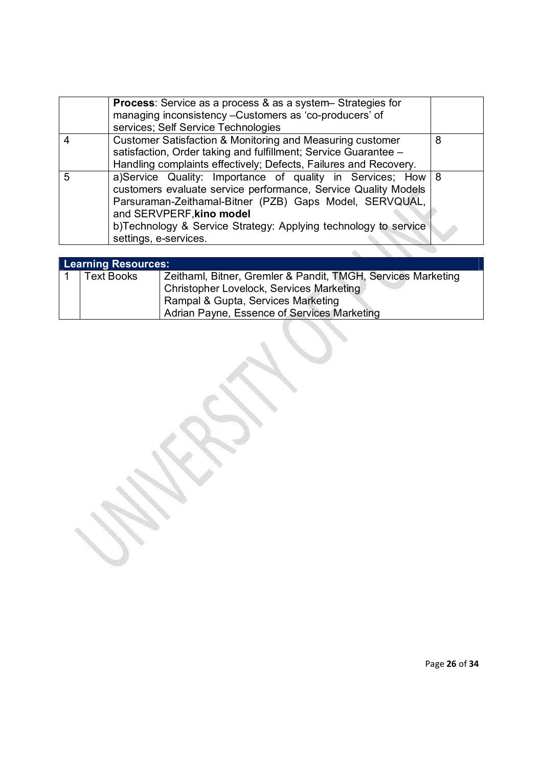|  |  |  |
|---|---|---|
|  | **Process**: Service as a process & as a system– Strategies for managing inconsistency –Customers as 'co-producers' of services; Self Service Technologies |  |
| 4 | Customer Satisfaction & Monitoring and Measuring customer satisfaction, Order taking and fulfillment; Service Guarantee – Handling complaints effectively; Defects, Failures and Recovery. | 8 |
| 5 | a)Service Quality: Importance of quality in Services; How customers evaluate service performance, Service Quality Models Parsuraman-Zeithamal-Bitner (PZB) Gaps Model, SERVQUAL, and SERVPERF,**kino model**<br>b)Technology & Service Strategy: Applying technology to service settings, e-services. | 8 |

| **Learning Resources:** | | |
|---|---|---|
| 1 | Text Books | Zeithaml, Bitner, Gremler & Pandit, TMGH, Services Marketing<br>Christopher Lovelock, Services Marketing<br>Rampal & Gupta, Services Marketing<br>Adrian Payne, Essence of Services Marketing |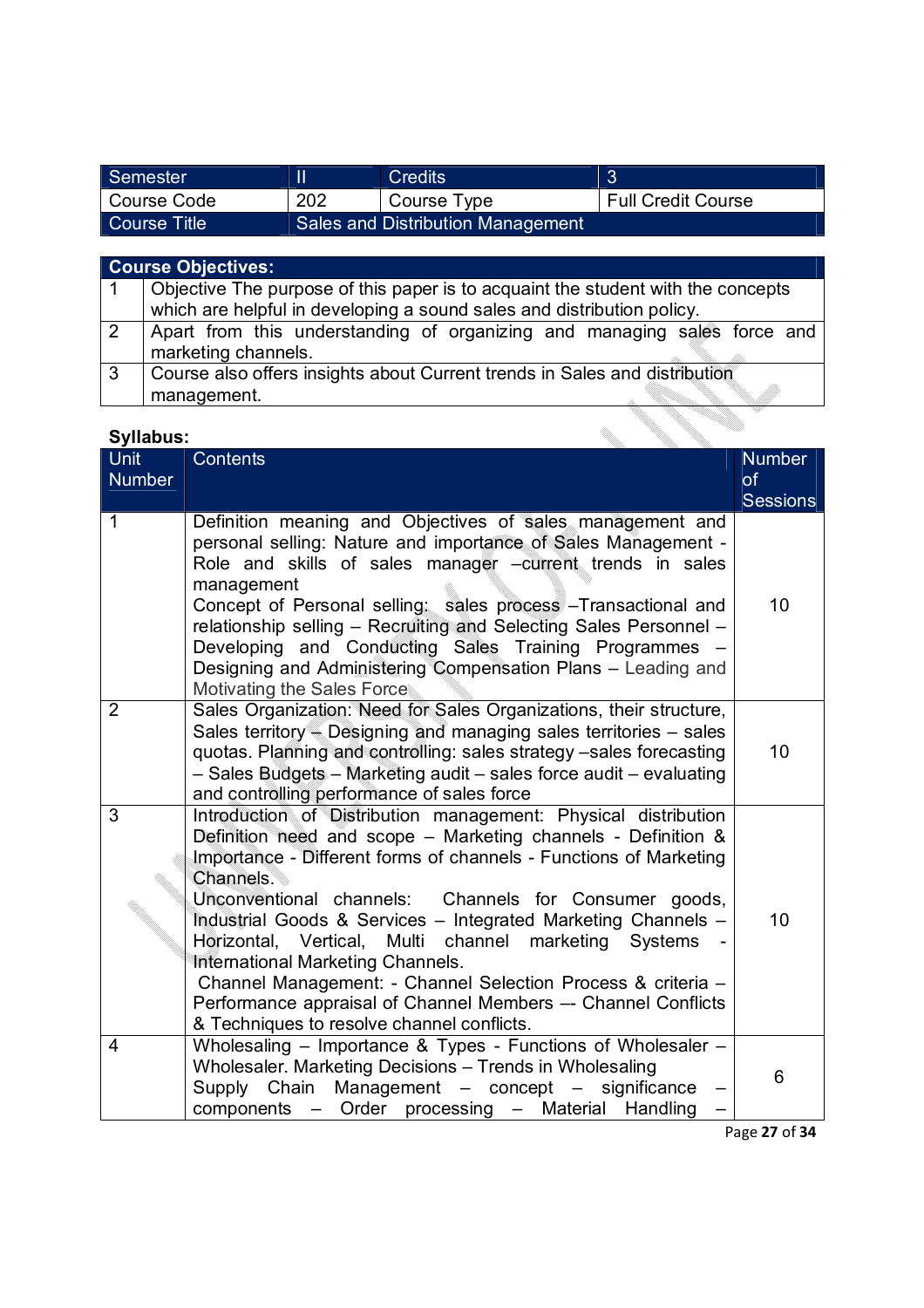| Semester | II | Credits | 3 |
| --- | --- | --- | --- |
| Course Code | 202 | Course Type | Full Credit Course |
| Course Title | Sales and Distribution Management | | |

| Course Objectives: | |
| --- | --- |
| 1 | Objective The purpose of this paper is to acquaint the student with the concepts which are helpful in developing a sound sales and distribution policy. |
| 2 | Apart from this understanding of organizing and managing sales force and marketing channels. |
| 3 | Course also offers insights about Current trends in Sales and distribution management. |

**Syllabus:**

| Unit Number | Contents | Number of Sessions |
| --- | --- | --- |
| 1 | Definition meaning and Objectives of sales management and personal selling: Nature and importance of Sales Management - Role and skills of sales manager –current trends in sales management<br>Concept of Personal selling: sales process –Transactional and relationship selling – Recruiting and Selecting Sales Personnel – Developing and Conducting Sales Training Programmes – Designing and Administering Compensation Plans – Leading and Motivating the Sales Force | 10 |
| 2 | Sales Organization: Need for Sales Organizations, their structure, Sales territory – Designing and managing sales territories – sales quotas. Planning and controlling: sales strategy –sales forecasting – Sales Budgets – Marketing audit – sales force audit – evaluating and controlling performance of sales force | 10 |
| 3 | Introduction of Distribution management: Physical distribution Definition need and scope – Marketing channels - Definition & Importance - Different forms of channels - Functions of Marketing Channels.<br>Unconventional channels: Channels for Consumer goods, Industrial Goods & Services – Integrated Marketing Channels – Horizontal, Vertical, Multi channel marketing Systems - International Marketing Channels.<br>Channel Management: - Channel Selection Process & criteria – Performance appraisal of Channel Members –- Channel Conflicts & Techniques to resolve channel conflicts. | 10 |
| 4 | Wholesaling – Importance & Types - Functions of Wholesaler – Wholesaler. Marketing Decisions – Trends in Wholesaling<br>Supply Chain Management – concept – significance – components – Order processing – Material Handling – | 6 |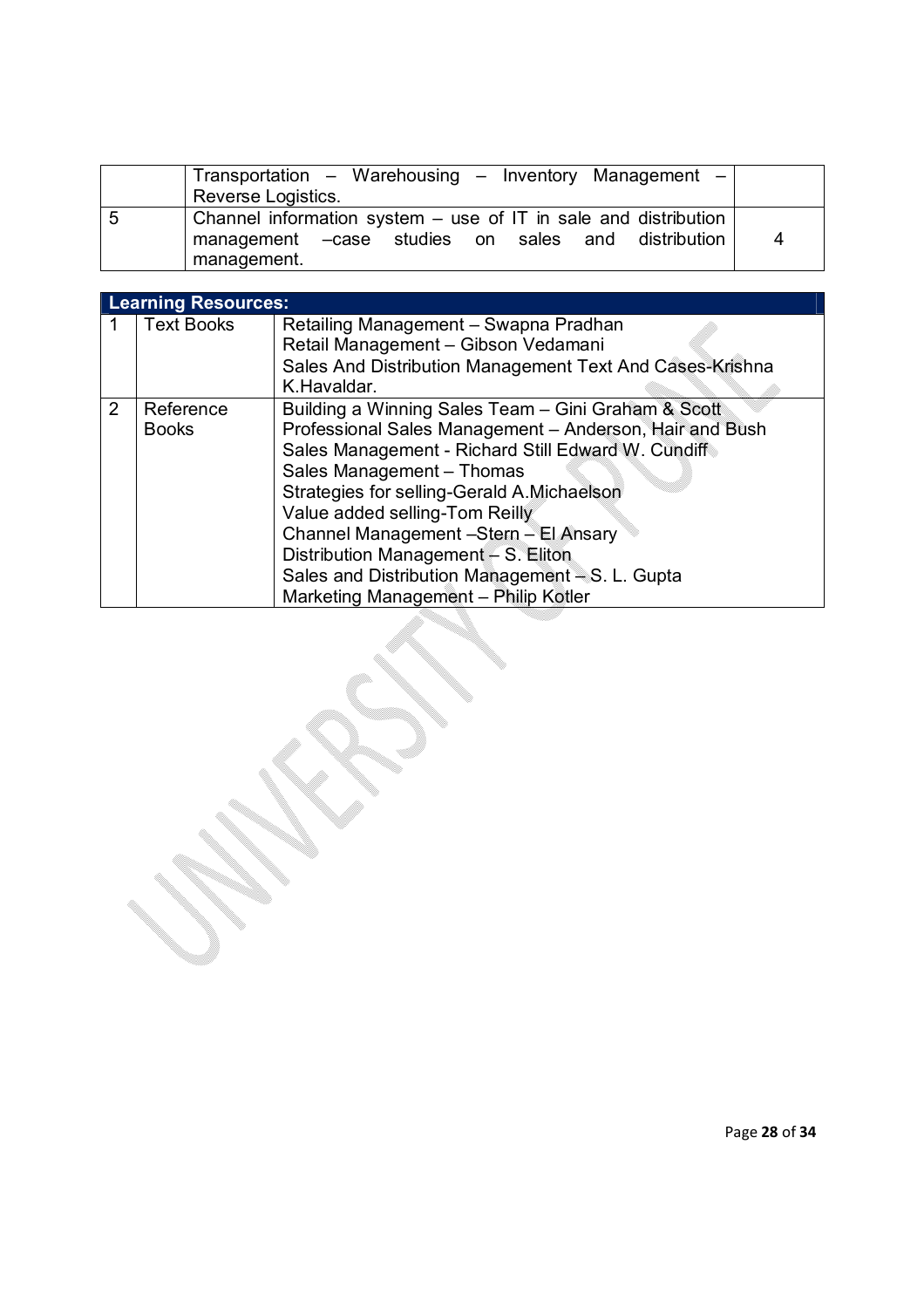|   | Transportation – Warehousing – Inventory Management – Reverse Logistics. |   |
|---|---|---|
| 5 | Channel information system – use of IT in sale and distribution management –case studies on sales and distribution management. | 4 |

| Learning Resources: | | |
|---|---|---|
| 1 | Text Books | Retailing Management – Swapna Pradhan<br>Retail Management – Gibson Vedamani<br>Sales And Distribution Management Text And Cases-Krishna K.Havaldar. |
| 2 | Reference Books | Building a Winning Sales Team – Gini Graham & Scott<br>Professional Sales Management – Anderson, Hair and Bush<br>Sales Management - Richard Still Edward W. Cundiff<br>Sales Management – Thomas<br>Strategies for selling-Gerald A.Michaelson<br>Value added selling-Tom Reilly<br>Channel Management –Stern – El Ansary<br>Distribution Management – S. Eliton<br>Sales and Distribution Management – S. L. Gupta<br>Marketing Management – Philip Kotler |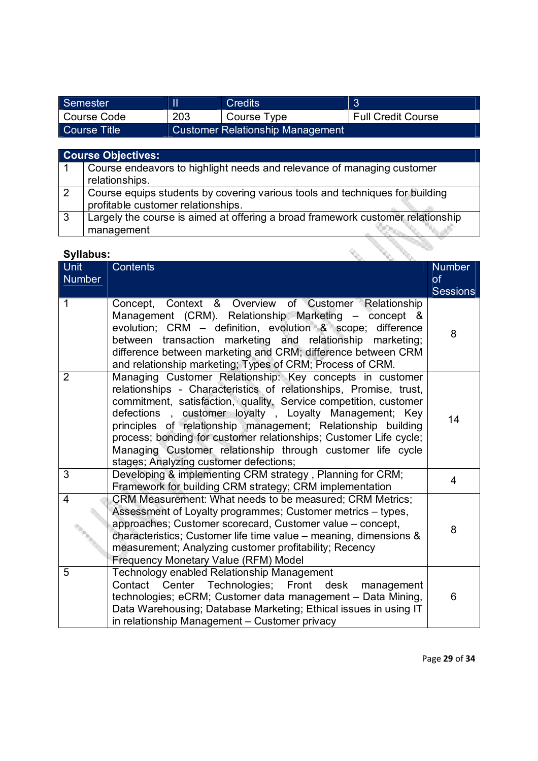| Semester | II | Credits | 3 |
|---|---|---|---|
| Course Code | 203 | Course Type | Full Credit Course |
| Course Title | Customer Relationship Management | | |

| Course Objectives: | |
|---|---|
| 1 | Course endeavors to highlight needs and relevance of managing customer relationships. |
| 2 | Course equips students by covering various tools and techniques for building profitable customer relationships. |
| 3 | Largely the course is aimed at offering a broad framework customer relationship management |

**Syllabus:**

| Unit Number | Contents | Number of Sessions |
|---|---|---|
| 1 | Concept, Context & Overview of Customer Relationship Management (CRM). Relationship Marketing – concept & evolution; CRM – definition, evolution & scope; difference between transaction marketing and relationship marketing; difference between marketing and CRM; difference between CRM and relationship marketing; Types of CRM; Process of CRM. | 8 |
| 2 | Managing Customer Relationship: Key concepts in customer relationships - Characteristics of relationships, Promise, trust, commitment, satisfaction, quality, Service competition, customer defections , customer loyalty , Loyalty Management; Key principles of relationship management; Relationship building process; bonding for customer relationships; Customer Life cycle; Managing Customer relationship through customer life cycle stages; Analyzing customer defections; | 14 |
| 3 | Developing & implementing CRM strategy , Planning for CRM; Framework for building CRM strategy; CRM implementation | 4 |
| 4 | CRM Measurement: What needs to be measured; CRM Metrics; Assessment of Loyalty programmes; Customer metrics – types, approaches; Customer scorecard, Customer value – concept, characteristics; Customer life time value – meaning, dimensions & measurement; Analyzing customer profitability; Recency Frequency Monetary Value (RFM) Model | 8 |
| 5 | Technology enabled Relationship Management<br>Contact Center Technologies; Front desk management technologies; eCRM; Customer data management – Data Mining, Data Warehousing; Database Marketing; Ethical issues in using IT in relationship Management – Customer privacy | 6 |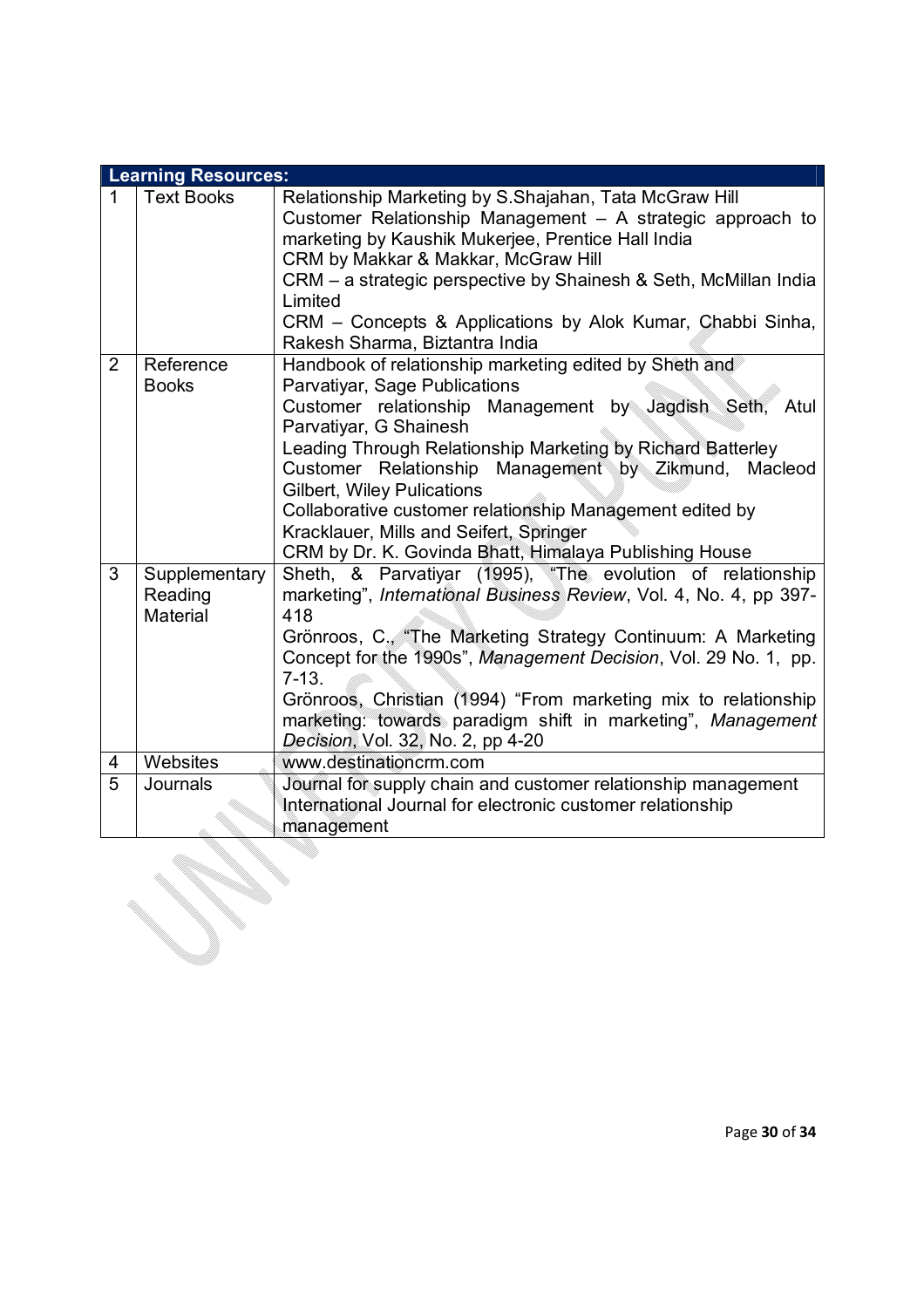| Learning Resources: | | |
|---|---|---|
| 1 | Text Books | Relationship Marketing by S.Shajahan, Tata McGraw Hill<br>Customer Relationship Management – A strategic approach to marketing by Kaushik Mukerjee, Prentice Hall India<br>CRM by Makkar & Makkar, McGraw Hill<br>CRM – a strategic perspective by Shainesh & Seth, McMillan India Limited<br>CRM – Concepts & Applications by Alok Kumar, Chabbi Sinha, Rakesh Sharma, Biztantra India |
| 2 | Reference Books | Handbook of relationship marketing edited by Sheth and Parvatiyar, Sage Publications<br>Customer relationship Management by Jagdish Seth, Atul Parvatiyar, G Shainesh<br>Leading Through Relationship Marketing by Richard Batterley<br>Customer Relationship Management by Zikmund, Macleod Gilbert, Wiley Pulications<br>Collaborative customer relationship Management edited by Kracklauer, Mills and Seifert, Springer<br>CRM by Dr. K. Govinda Bhatt, Himalaya Publishing House |
| 3 | Supplementary Reading Material | Sheth, & Parvatiyar (1995), "The evolution of relationship marketing", *International Business Review*, Vol. 4, No. 4, pp 397-418<br>Grönroos, C., "The Marketing Strategy Continuum: A Marketing Concept for the 1990s", *Management Decision*, Vol. 29 No. 1, pp. 7-13.<br>Grönroos, Christian (1994) "From marketing mix to relationship marketing: towards paradigm shift in marketing", *Management Decision*, Vol. 32, No. 2, pp 4-20 |
| 4 | Websites | www.destinationcrm.com |
| 5 | Journals | Journal for supply chain and customer relationship management<br>International Journal for electronic customer relationship management |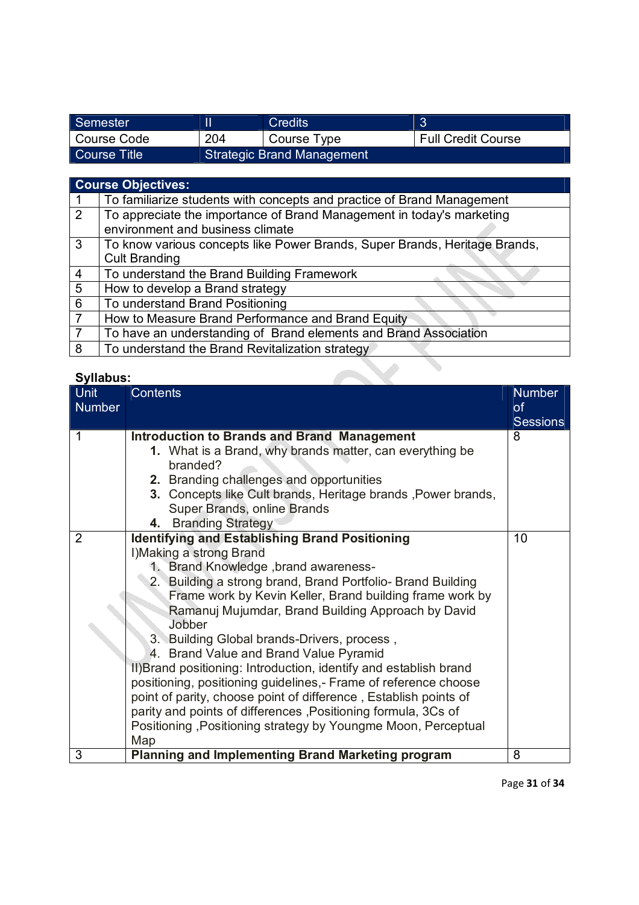| Semester | II | Credits | 3 |
|---|---|---|---|
| Course Code | 204 | Course Type | Full Credit Course |
| Course Title | Strategic Brand Management | | |

| **Course Objectives:** | |
|---|---|
| 1 | To familiarize students with concepts and practice of Brand Management |
| 2 | To appreciate the importance of Brand Management in today's marketing environment and business climate |
| 3 | To know various concepts like Power Brands, Super Brands, Heritage Brands, Cult Branding |
| 4 | To understand the Brand Building Framework |
| 5 | How to develop a Brand strategy |
| 6 | To understand Brand Positioning |
| 7 | How to Measure Brand Performance and Brand Equity |
| 7 | To have an understanding of Brand elements and Brand Association |
| 8 | To understand the Brand Revitalization strategy |

**Syllabus:**

| Unit Number | Contents | Number of Sessions |
|---|---|---|
| 1 | **Introduction to Brands and Brand Management**<br>**1.** What is a Brand, why brands matter, can everything be branded?<br>**2.** Branding challenges and opportunities<br>**3.** Concepts like Cult brands, Heritage brands ,Power brands, Super Brands, online Brands<br>**4.** Branding Strategy | 8 |
| 2 | **Identifying and Establishing Brand Positioning**<br>I)Making a strong Brand<br>1. Brand Knowledge ,brand awareness-<br>2. Building a strong brand, Brand Portfolio- Brand Building Frame work by Kevin Keller, Brand building frame work by Ramanuj Mujumdar, Brand Building Approach by David Jobber<br>3. Building Global brands-Drivers, process ,<br>4. Brand Value and Brand Value Pyramid<br>II)Brand positioning: Introduction, identify and establish brand positioning, positioning guidelines,- Frame of reference choose point of parity, choose point of difference , Establish points of parity and points of differences ,Positioning formula, 3Cs of Positioning ,Positioning strategy by Youngme Moon, Perceptual Map | 10 |
| 3 | **Planning and Implementing Brand Marketing program** | 8 |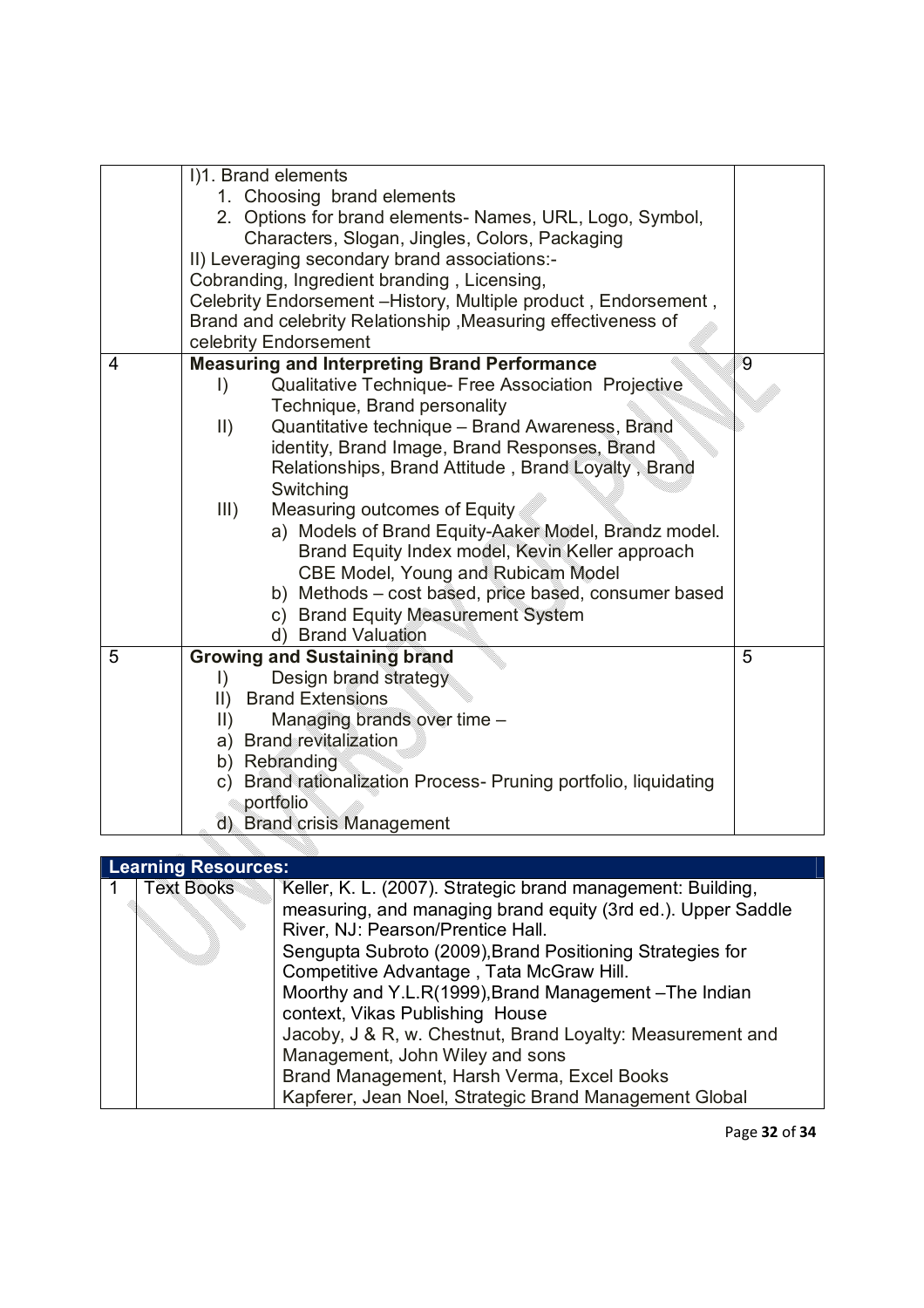| | | |
|---|---|---|
| | I)1. Brand elements<br>1. Choosing brand elements<br>2. Options for brand elements- Names, URL, Logo, Symbol, Characters, Slogan, Jingles, Colors, Packaging<br>II) Leveraging secondary brand associations:-<br>Cobranding, Ingredient branding , Licensing,<br>Celebrity Endorsement –History, Multiple product , Endorsement , Brand and celebrity Relationship ,Measuring effectiveness of celebrity Endorsement | |
| 4 | **Measuring and Interpreting Brand Performance**<br>I) Qualitative Technique- Free Association Projective Technique, Brand personality<br>II) Quantitative technique – Brand Awareness, Brand identity, Brand Image, Brand Responses, Brand Relationships, Brand Attitude , Brand Loyalty , Brand Switching<br>III) Measuring outcomes of Equity<br>a) Models of Brand Equity-Aaker Model, Brandz model. Brand Equity Index model, Kevin Keller approach CBE Model, Young and Rubicam Model<br>b) Methods – cost based, price based, consumer based<br>c) Brand Equity Measurement System<br>d) Brand Valuation | 9 |
| 5 | **Growing and Sustaining brand**<br>I) Design brand strategy<br>II) Brand Extensions<br>II) Managing brands over time –<br>a) Brand revitalization<br>b) Rebranding<br>c) Brand rationalization Process- Pruning portfolio, liquidating portfolio<br>d) Brand crisis Management | 5 |

| **Learning Resources:** | | |
|---|---|---|
| 1 | Text Books | Keller, K. L. (2007). Strategic brand management: Building, measuring, and managing brand equity (3rd ed.). Upper Saddle River, NJ: Pearson/Prentice Hall.<br>Sengupta Subroto (2009),Brand Positioning Strategies for Competitive Advantage , Tata McGraw Hill.<br>Moorthy and Y.L.R(1999),Brand Management –The Indian context, Vikas Publishing House<br>Jacoby, J & R, w. Chestnut, Brand Loyalty: Measurement and Management, John Wiley and sons<br>Brand Management, Harsh Verma, Excel Books<br>Kapferer, Jean Noel, Strategic Brand Management Global |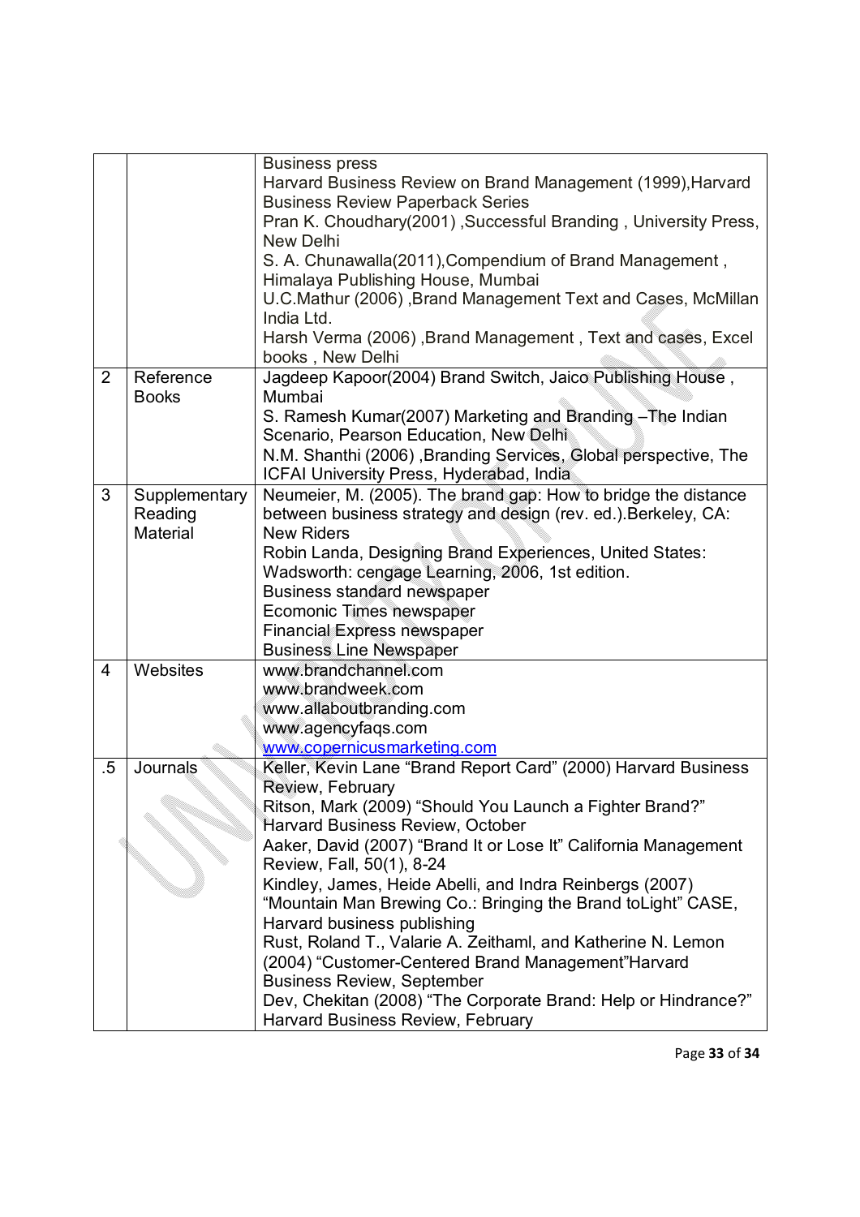|  |  |  |
|---|---|---|
|  |  | Business press<br>Harvard Business Review on Brand Management (1999),Harvard Business Review Paperback Series<br>Pran K. Choudhary(2001) ,Successful Branding , University Press, New Delhi<br>S. A. Chunawalla(2011),Compendium of Brand Management , Himalaya Publishing House, Mumbai<br>U.C.Mathur (2006) ,Brand Management Text and Cases, McMillan India Ltd.<br>Harsh Verma (2006) ,Brand Management , Text and cases, Excel books , New Delhi |
| 2 | Reference Books | Jagdeep Kapoor(2004) Brand Switch, Jaico Publishing House , Mumbai<br>S. Ramesh Kumar(2007) Marketing and Branding –The Indian Scenario, Pearson Education, New Delhi<br>N.M. Shanthi (2006) ,Branding Services, Global perspective, The ICFAI University Press, Hyderabad, India |
| 3 | Supplementary Reading Material | Neumeier, M. (2005). The brand gap: How to bridge the distance between business strategy and design (rev. ed.).Berkeley, CA: New Riders<br>Robin Landa, Designing Brand Experiences, United States: Wadsworth: cengage Learning, 2006, 1st edition.<br>Business standard newspaper<br>Ecomonic Times newspaper<br>Financial Express newspaper<br>Business Line Newspaper |
| 4 | Websites | www.brandchannel.com<br>www.brandweek.com<br>www.allaboutbranding.com<br>www.agencyfaqs.com<br>www.copernicusmarketing.com |
| .5 | Journals | Keller, Kevin Lane "Brand Report Card" (2000) Harvard Business Review, February<br>Ritson, Mark (2009) "Should You Launch a Fighter Brand?" Harvard Business Review, October<br>Aaker, David (2007) "Brand It or Lose It" California Management Review, Fall, 50(1), 8-24<br>Kindley, James, Heide Abelli, and Indra Reinbergs (2007) "Mountain Man Brewing Co.: Bringing the Brand toLight" CASE, Harvard business publishing<br>Rust, Roland T., Valarie A. Zeithaml, and Katherine N. Lemon (2004) "Customer-Centered Brand Management"Harvard Business Review, September<br>Dev, Chekitan (2008) "The Corporate Brand: Help or Hindrance?" Harvard Business Review, February |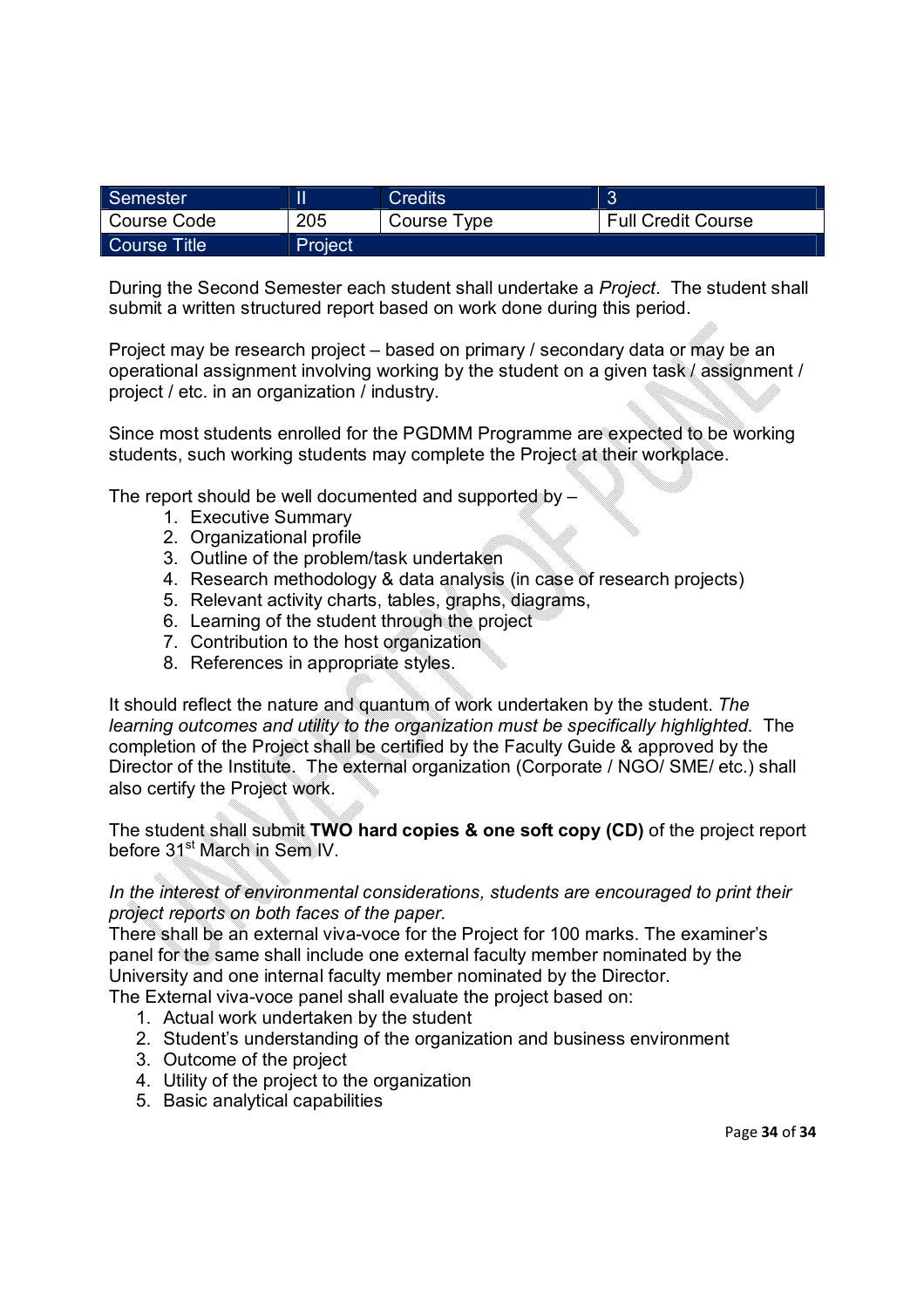| Semester | II | Credits | 3 |
|---|---|---|---|
| Course Code | 205 | Course Type | Full Credit Course |
| Course Title | Project | | |

During the Second Semester each student shall undertake a *Project*. The student shall submit a written structured report based on work done during this period.

Project may be research project – based on primary / secondary data or may be an operational assignment involving working by the student on a given task / assignment / project / etc. in an organization / industry.

Since most students enrolled for the PGDMM Programme are expected to be working students, such working students may complete the Project at their workplace.

The report should be well documented and supported by –

1. Executive Summary
2. Organizational profile
3. Outline of the problem/task undertaken
4. Research methodology & data analysis (in case of research projects)
5. Relevant activity charts, tables, graphs, diagrams,
6. Learning of the student through the project
7. Contribution to the host organization
8. References in appropriate styles.

It should reflect the nature and quantum of work undertaken by the student. *The learning outcomes and utility to the organization must be specifically highlighted.* The completion of the Project shall be certified by the Faculty Guide & approved by the Director of the Institute. The external organization (Corporate / NGO/ SME/ etc.) shall also certify the Project work.

The student shall submit **TWO hard copies & one soft copy (CD)** of the project report before 31st March in Sem IV.

*In the interest of environmental considerations, students are encouraged to print their project reports on both faces of the paper.*

There shall be an external viva-voce for the Project for 100 marks. The examiner's panel for the same shall include one external faculty member nominated by the University and one internal faculty member nominated by the Director.

The External viva-voce panel shall evaluate the project based on:

1. Actual work undertaken by the student
2. Student's understanding of the organization and business environment
3. Outcome of the project
4. Utility of the project to the organization
5. Basic analytical capabilities